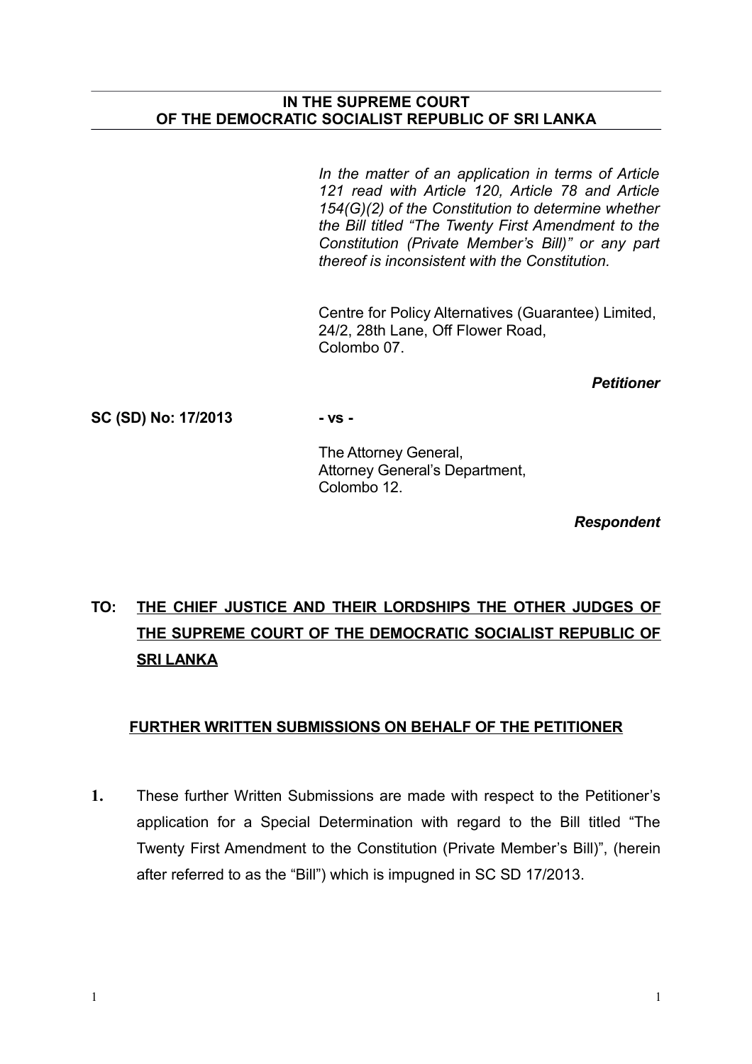**IN THE SUPREME COURT
OF THE DEMOCRATIC SOCIALIST REPUBLIC OF SRI LANKA**

*In the matter of an application in terms of Article 121 read with Article 120, Article 78 and Article 154(G)(2) of the Constitution to determine whether the Bill titled "The Twenty First Amendment to the Constitution (Private Member's Bill)" or any part thereof is inconsistent with the Constitution.*

Centre for Policy Alternatives (Guarantee) Limited,
24/2, 28th Lane, Off Flower Road,
Colombo 07.

***Petitioner***

**SC (SD) No: 17/2013** **- vs -**

The Attorney General,
Attorney General's Department,
Colombo 12.

***Respondent***

**TO: <u>THE CHIEF JUSTICE AND THEIR LORDSHIPS THE OTHER JUDGES OF THE SUPREME COURT OF THE DEMOCRATIC SOCIALIST REPUBLIC OF SRI LANKA</u>**

**<u>FURTHER WRITTEN SUBMISSIONS ON BEHALF OF THE PETITIONER</u>**

**1.** These further Written Submissions are made with respect to the Petitioner's application for a Special Determination with regard to the Bill titled "The Twenty First Amendment to the Constitution (Private Member's Bill)", (herein after referred to as the "Bill") which is impugned in SC SD 17/2013.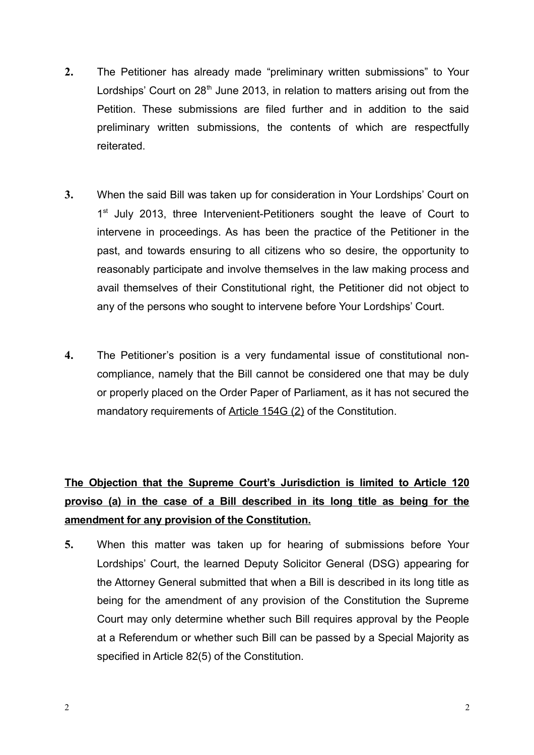**2.** The Petitioner has already made "preliminary written submissions" to Your Lordships' Court on 28th June 2013, in relation to matters arising out from the Petition. These submissions are filed further and in addition to the said preliminary written submissions, the contents of which are respectfully reiterated.

**3.** When the said Bill was taken up for consideration in Your Lordships' Court on 1st July 2013, three Intervenient-Petitioners sought the leave of Court to intervene in proceedings. As has been the practice of the Petitioner in the past, and towards ensuring to all citizens who so desire, the opportunity to reasonably participate and involve themselves in the law making process and avail themselves of their Constitutional right, the Petitioner did not object to any of the persons who sought to intervene before Your Lordships' Court.

**4.** The Petitioner's position is a very fundamental issue of constitutional non-compliance, namely that the Bill cannot be considered one that may be duly or properly placed on the Order Paper of Parliament, as it has not secured the mandatory requirements of <u>Article 154G (2)</u> of the Constitution.

**<u>The Objection that the Supreme Court's Jurisdiction is limited to Article 120 proviso (a) in the case of a Bill described in its long title as being for the amendment for any provision of the Constitution.</u>**

**5.** When this matter was taken up for hearing of submissions before Your Lordships' Court, the learned Deputy Solicitor General (DSG) appearing for the Attorney General submitted that when a Bill is described in its long title as being for the amendment of any provision of the Constitution the Supreme Court may only determine whether such Bill requires approval by the People at a Referendum or whether such Bill can be passed by a Special Majority as specified in Article 82(5) of the Constitution.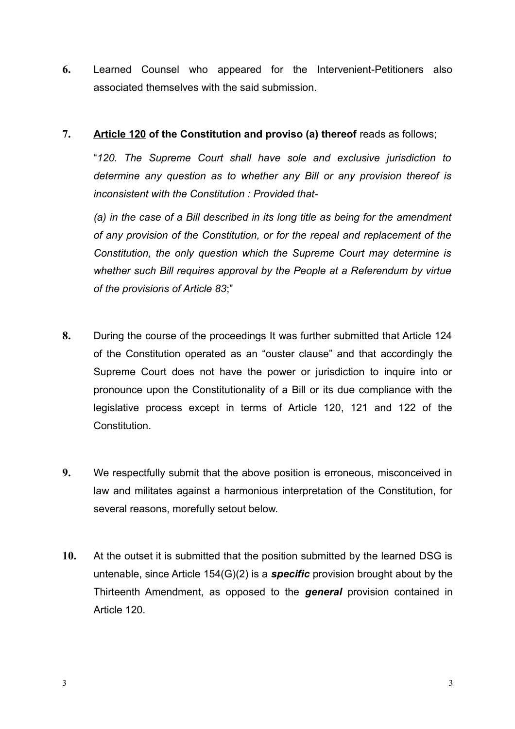**6.** Learned Counsel who appeared for the Intervenient-Petitioners also associated themselves with the said submission.

**7.** **<u>Article 120</u> of the Constitution and proviso (a) thereof** reads as follows;

"*120. The Supreme Court shall have sole and exclusive jurisdiction to determine any question as to whether any Bill or any provision thereof is inconsistent with the Constitution : Provided that-*

*(a) in the case of a Bill described in its long title as being for the amendment of any provision of the Constitution, or for the repeal and replacement of the Constitution, the only question which the Supreme Court may determine is whether such Bill requires approval by the People at a Referendum by virtue of the provisions of Article 83*;"

**8.** During the course of the proceedings It was further submitted that Article 124 of the Constitution operated as an "ouster clause" and that accordingly the Supreme Court does not have the power or jurisdiction to inquire into or pronounce upon the Constitutionality of a Bill or its due compliance with the legislative process except in terms of Article 120, 121 and 122 of the Constitution.

**9.** We respectfully submit that the above position is erroneous, misconceived in law and militates against a harmonious interpretation of the Constitution, for several reasons, morefully setout below.

**10.** At the outset it is submitted that the position submitted by the learned DSG is untenable, since Article 154(G)(2) is a ***specific*** provision brought about by the Thirteenth Amendment, as opposed to the ***general*** provision contained in Article 120.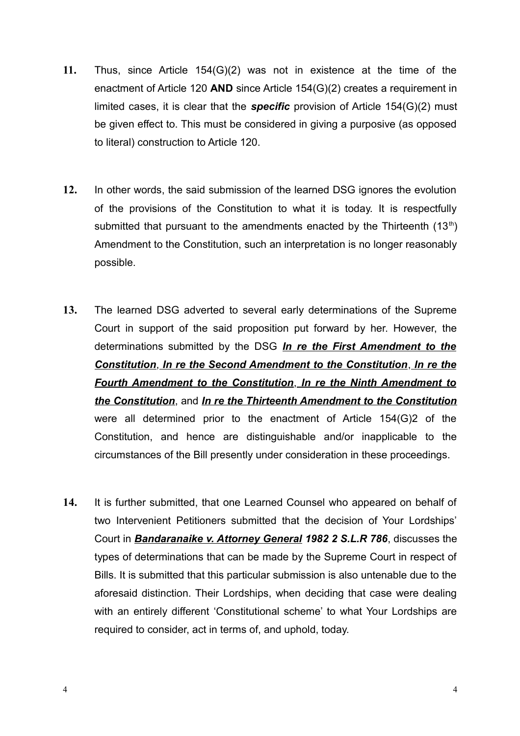**11.** Thus, since Article 154(G)(2) was not in existence at the time of the enactment of Article 120 **AND** since Article 154(G)(2) creates a requirement in limited cases, it is clear that the ***specific*** provision of Article 154(G)(2) must be given effect to. This must be considered in giving a purposive (as opposed to literal) construction to Article 120.

**12.** In other words, the said submission of the learned DSG ignores the evolution of the provisions of the Constitution to what it is today. It is respectfully submitted that pursuant to the amendments enacted by the Thirteenth (13[th]) Amendment to the Constitution, such an interpretation is no longer reasonably possible.

**13.** The learned DSG adverted to several early determinations of the Supreme Court in support of the said proposition put forward by her. However, the determinations submitted by the DSG ***In re the First Amendment to the Constitution***, ***In re the Second Amendment to the Constitution***, ***In re the Fourth Amendment to the Constitution***, ***In re the Ninth Amendment to the Constitution***, and ***In re the Thirteenth Amendment to the Constitution*** were all determined prior to the enactment of Article 154(G)2 of the Constitution, and hence are distinguishable and/or inapplicable to the circumstances of the Bill presently under consideration in these proceedings.

**14.** It is further submitted, that one Learned Counsel who appeared on behalf of two Intervenient Petitioners submitted that the decision of Your Lordships' Court in ***Bandaranaike v. Attorney General*** ***1982 2 S.L.R 786***, discusses the types of determinations that can be made by the Supreme Court in respect of Bills. It is submitted that this particular submission is also untenable due to the aforesaid distinction. Their Lordships, when deciding that case were dealing with an entirely different 'Constitutional scheme' to what Your Lordships are required to consider, act in terms of, and uphold, today.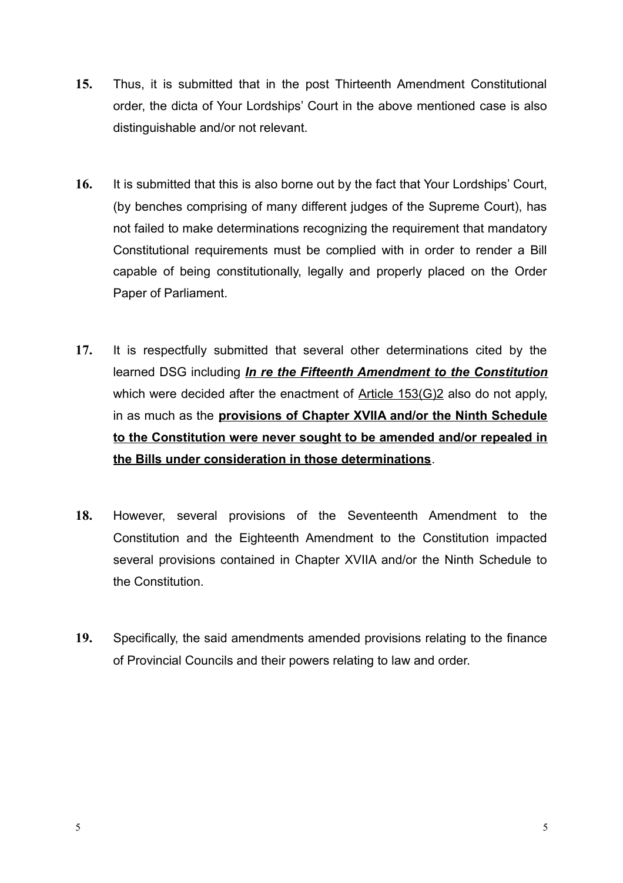**15.** Thus, it is submitted that in the post Thirteenth Amendment Constitutional order, the dicta of Your Lordships' Court in the above mentioned case is also distinguishable and/or not relevant.

**16.** It is submitted that this is also borne out by the fact that Your Lordships' Court, (by benches comprising of many different judges of the Supreme Court), has not failed to make determinations recognizing the requirement that mandatory Constitutional requirements must be complied with in order to render a Bill capable of being constitutionally, legally and properly placed on the Order Paper of Parliament.

**17.** It is respectfully submitted that several other determinations cited by the learned DSG including ***In re the Fifteenth Amendment to the Constitution*** which were decided after the enactment of Article 153(G)2 also do not apply, in as much as the **provisions of Chapter XVIIA and/or the Ninth Schedule to the Constitution were never sought to be amended and/or repealed in the Bills under consideration in those determinations**.

**18.** However, several provisions of the Seventeenth Amendment to the Constitution and the Eighteenth Amendment to the Constitution impacted several provisions contained in Chapter XVIIA and/or the Ninth Schedule to the Constitution.

**19.** Specifically, the said amendments amended provisions relating to the finance of Provincial Councils and their powers relating to law and order.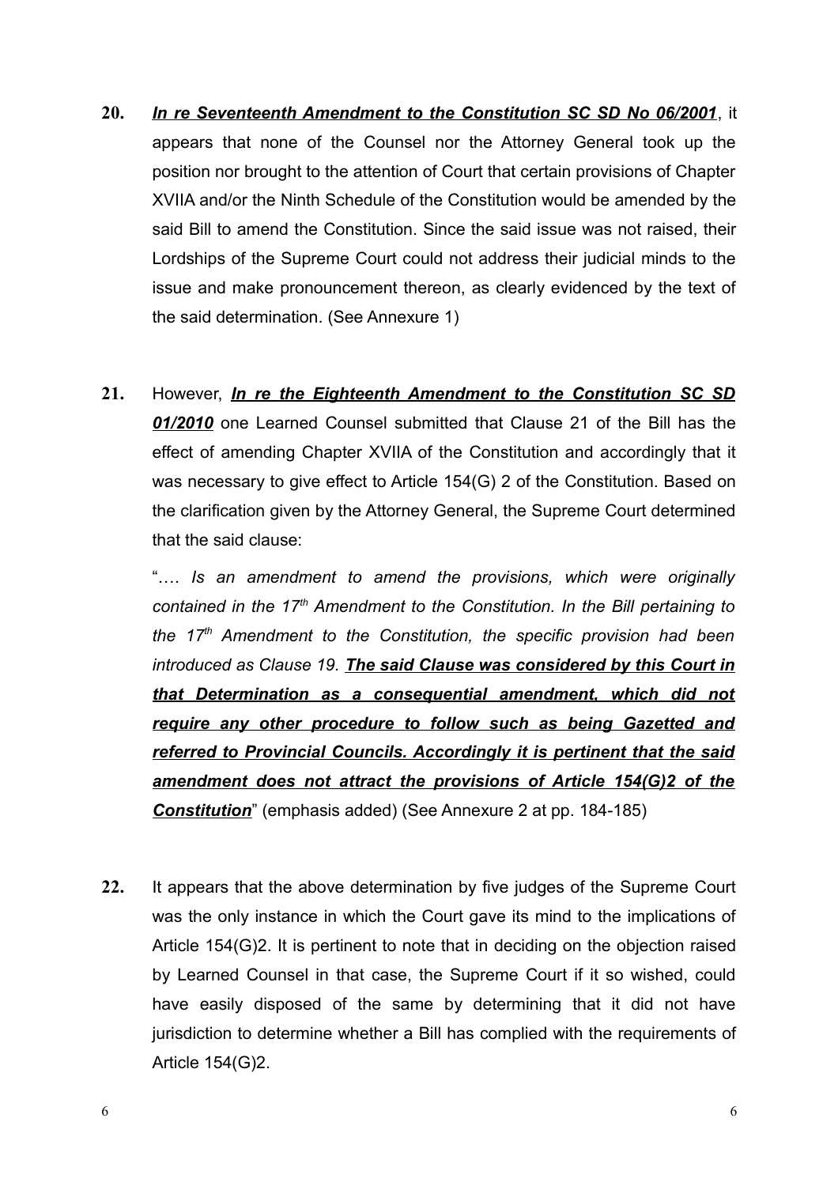**20.** ***In re Seventeenth Amendment to the Constitution SC SD No 06/2001***, it appears that none of the Counsel nor the Attorney General took up the position nor brought to the attention of Court that certain provisions of Chapter XVIIA and/or the Ninth Schedule of the Constitution would be amended by the said Bill to amend the Constitution. Since the said issue was not raised, their Lordships of the Supreme Court could not address their judicial minds to the issue and make pronouncement thereon, as clearly evidenced by the text of the said determination. (See Annexure 1)

**21.** However, ***In re the Eighteenth Amendment to the Constitution SC SD 01/2010*** one Learned Counsel submitted that Clause 21 of the Bill has the effect of amending Chapter XVIIA of the Constitution and accordingly that it was necessary to give effect to Article 154(G) 2 of the Constitution. Based on the clarification given by the Attorney General, the Supreme Court determined that the said clause:

"…. *Is an amendment to amend the provisions, which were originally contained in the 17th Amendment to the Constitution. In the Bill pertaining to the 17th Amendment to the Constitution, the specific provision had been introduced as Clause 19.* ***The said Clause was considered by this Court in that Determination as a consequential amendment, which did not require any other procedure to follow such as being Gazetted and referred to Provincial Councils. Accordingly it is pertinent that the said amendment does not attract the provisions of Article 154(G)2 of the Constitution***" (emphasis added) (See Annexure 2 at pp. 184-185)

**22.** It appears that the above determination by five judges of the Supreme Court was the only instance in which the Court gave its mind to the implications of Article 154(G)2. It is pertinent to note that in deciding on the objection raised by Learned Counsel in that case, the Supreme Court if it so wished, could have easily disposed of the same by determining that it did not have jurisdiction to determine whether a Bill has complied with the requirements of Article 154(G)2.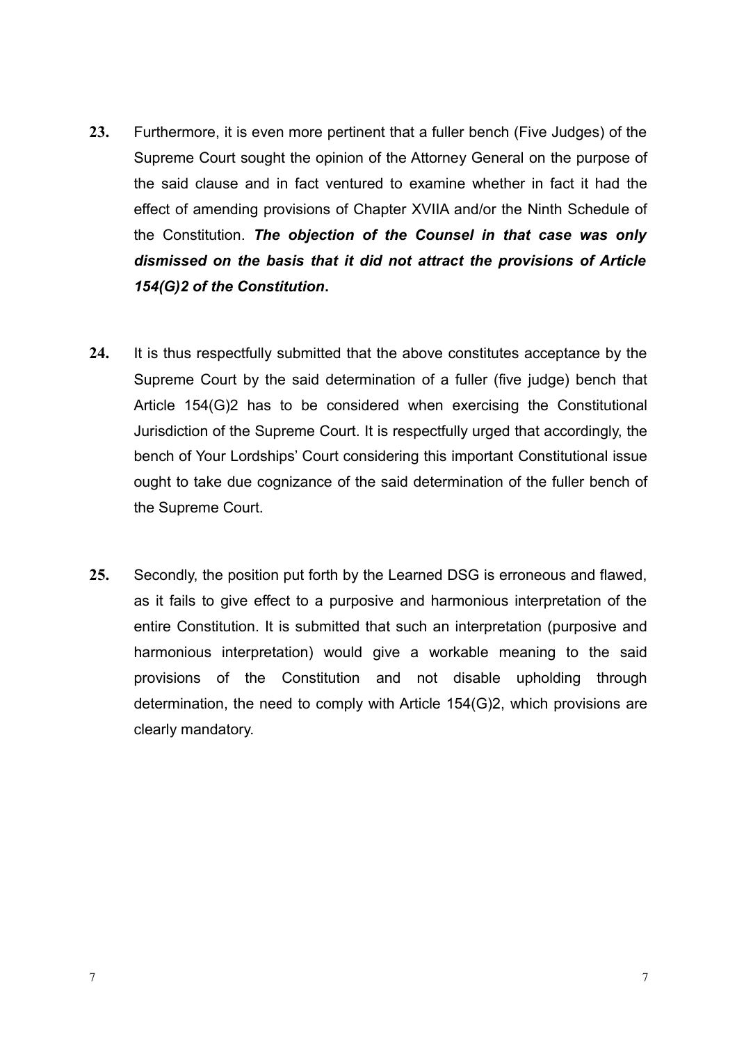**23.** Furthermore, it is even more pertinent that a fuller bench (Five Judges) of the Supreme Court sought the opinion of the Attorney General on the purpose of the said clause and in fact ventured to examine whether in fact it had the effect of amending provisions of Chapter XVIIA and/or the Ninth Schedule of the Constitution. ***The objection of the Counsel in that case was only dismissed on the basis that it did not attract the provisions of Article 154(G)2 of the Constitution.***

**24.** It is thus respectfully submitted that the above constitutes acceptance by the Supreme Court by the said determination of a fuller (five judge) bench that Article 154(G)2 has to be considered when exercising the Constitutional Jurisdiction of the Supreme Court. It is respectfully urged that accordingly, the bench of Your Lordships' Court considering this important Constitutional issue ought to take due cognizance of the said determination of the fuller bench of the Supreme Court.

**25.** Secondly, the position put forth by the Learned DSG is erroneous and flawed, as it fails to give effect to a purposive and harmonious interpretation of the entire Constitution. It is submitted that such an interpretation (purposive and harmonious interpretation) would give a workable meaning to the said provisions of the Constitution and not disable upholding through determination, the need to comply with Article 154(G)2, which provisions are clearly mandatory.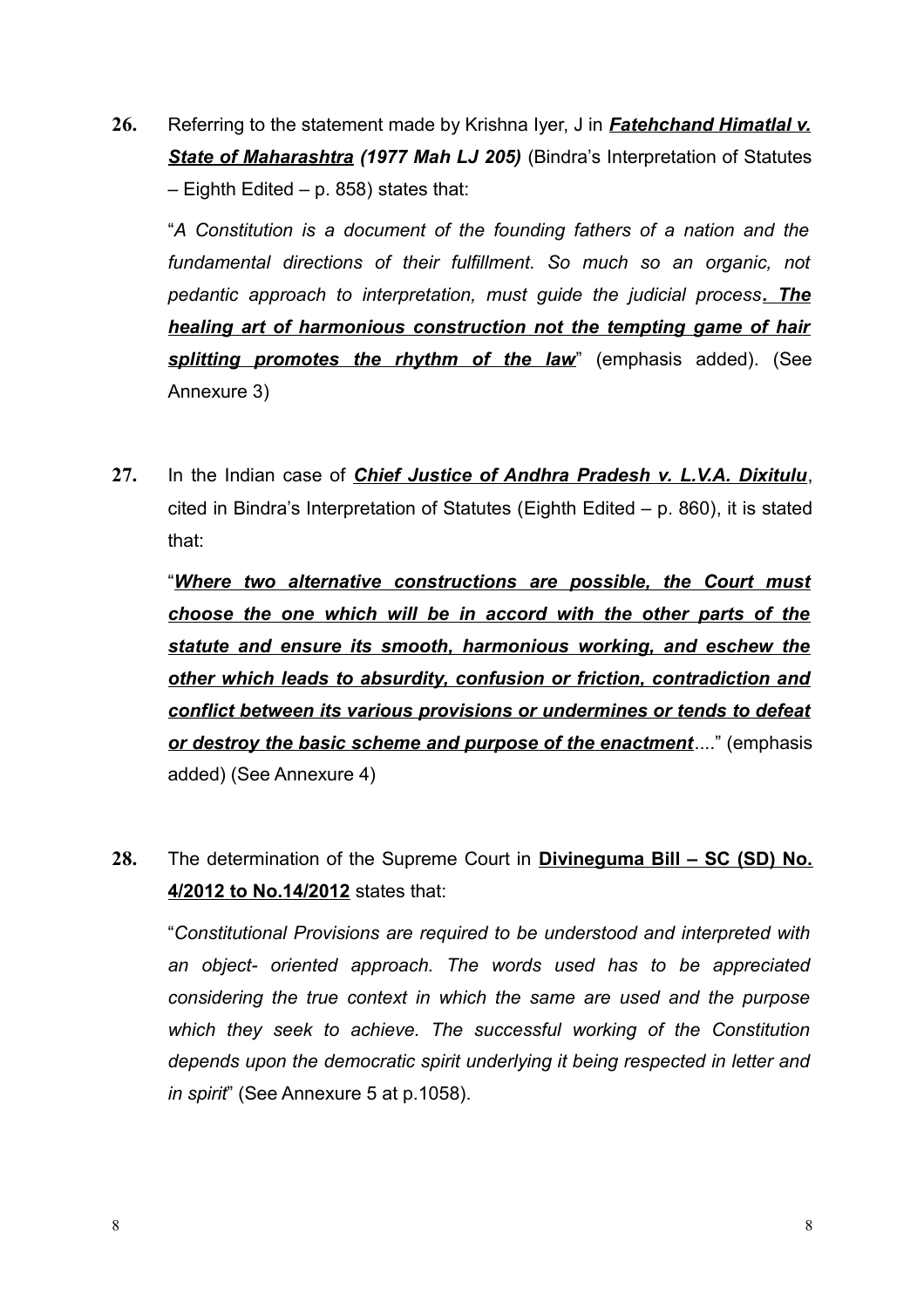**26.** Referring to the statement made by Krishna Iyer, J in ***Fatehchand Himatlal v. State of Maharashtra*** ***(1977 Mah LJ 205)*** (Bindra's Interpretation of Statutes – Eighth Edited – p. 858) states that:

"*A Constitution is a document of the founding fathers of a nation and the fundamental directions of their fulfillment. So much so an organic, not pedantic approach to interpretation, must guide the judicial process**. The healing art of harmonious construction not the tempting game of hair splitting promotes the rhythm of the law***" (emphasis added). (See Annexure 3)

**27.** In the Indian case of ***Chief Justice of Andhra Pradesh v. L.V.A. Dixitulu***, cited in Bindra's Interpretation of Statutes (Eighth Edited – p. 860), it is stated that:

"***Where two alternative constructions are possible, the Court must choose the one which will be in accord with the other parts of the statute and ensure its smooth, harmonious working, and eschew the other which leads to absurdity, confusion or friction, contradiction and conflict between its various provisions or undermines or tends to defeat or destroy the basic scheme and purpose of the enactment***...." (emphasis added) (See Annexure 4)

**28.** The determination of the Supreme Court in **Divineguma Bill – SC (SD) No. 4/2012 to No.14/2012** states that:

"*Constitutional Provisions are required to be understood and interpreted with an object- oriented approach. The words used has to be appreciated considering the true context in which the same are used and the purpose which they seek to achieve. The successful working of the Constitution depends upon the democratic spirit underlying it being respected in letter and in spirit*" (See Annexure 5 at p.1058).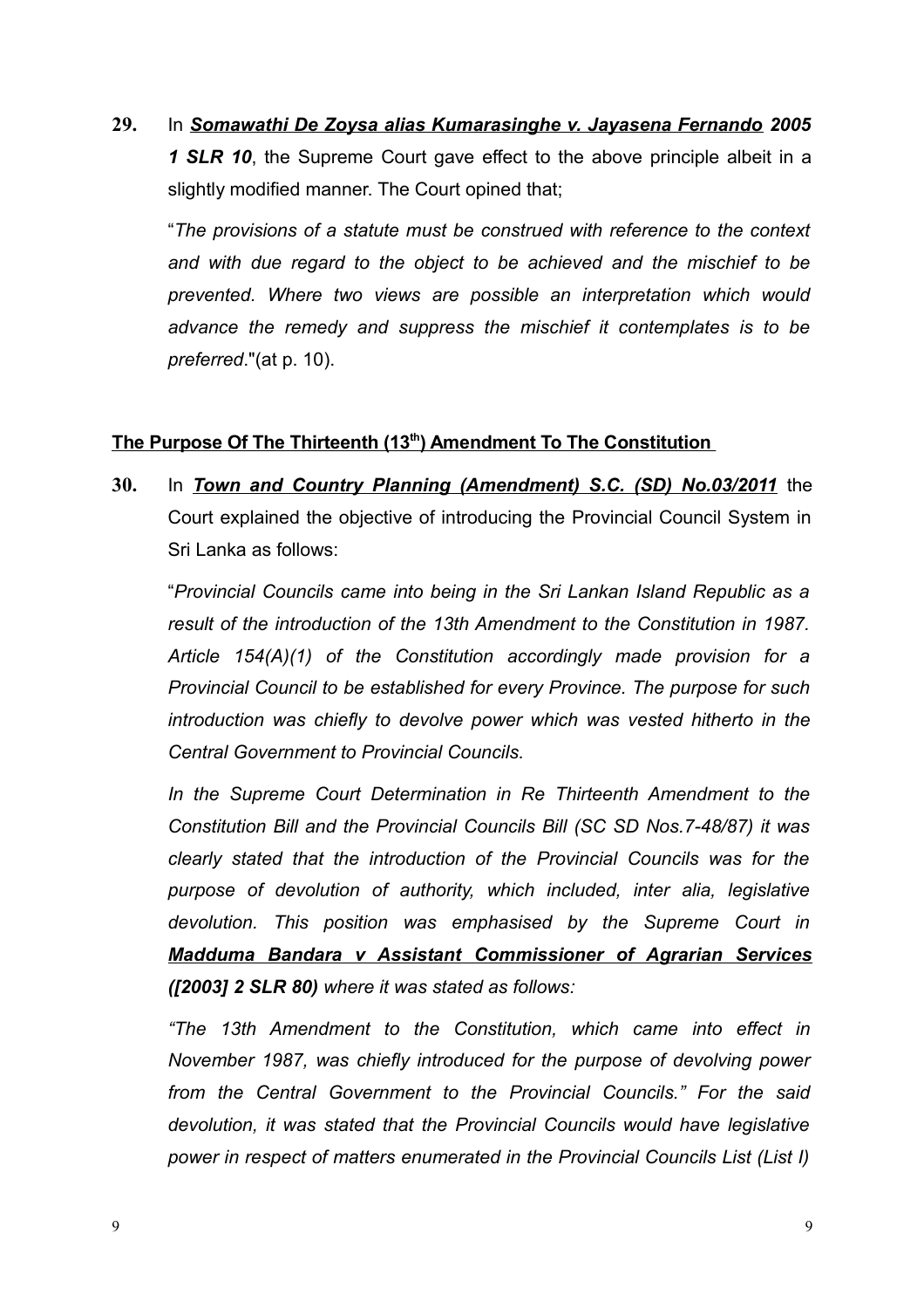**29.** In ***Somawathi De Zoysa alias Kumarasinghe v. Jayasena Fernando*** ***2005 1 SLR 10***, the Supreme Court gave effect to the above principle albeit in a slightly modified manner. The Court opined that;

"*The provisions of a statute must be construed with reference to the context and with due regard to the object to be achieved and the mischief to be prevented. Where two views are possible an interpretation which would advance the remedy and suppress the mischief it contemplates is to be preferred*."(at p. 10).

**The Purpose Of The Thirteenth (13th) Amendment To The Constitution**

**30.** In ***Town and Country Planning (Amendment) S.C. (SD) No.03/2011*** the Court explained the objective of introducing the Provincial Council System in Sri Lanka as follows:

"*Provincial Councils came into being in the Sri Lankan Island Republic as a result of the introduction of the 13th Amendment to the Constitution in 1987. Article 154(A)(1) of the Constitution accordingly made provision for a Provincial Council to be established for every Province. The purpose for such introduction was chiefly to devolve power which was vested hitherto in the Central Government to Provincial Councils.*

*In the Supreme Court Determination in Re Thirteenth Amendment to the Constitution Bill and the Provincial Councils Bill (SC SD Nos.7-48/87) it was clearly stated that the introduction of the Provincial Councils was for the purpose of devolution of authority, which included, inter alia, legislative devolution. This position was emphasised by the Supreme Court in* ***Madduma Bandara v Assistant Commissioner of Agrarian Services ([2003] 2 SLR 80)*** *where it was stated as follows:*

*"The 13th Amendment to the Constitution, which came into effect in November 1987, was chiefly introduced for the purpose of devolving power from the Central Government to the Provincial Councils." For the said devolution, it was stated that the Provincial Councils would have legislative power in respect of matters enumerated in the Provincial Councils List (List I)*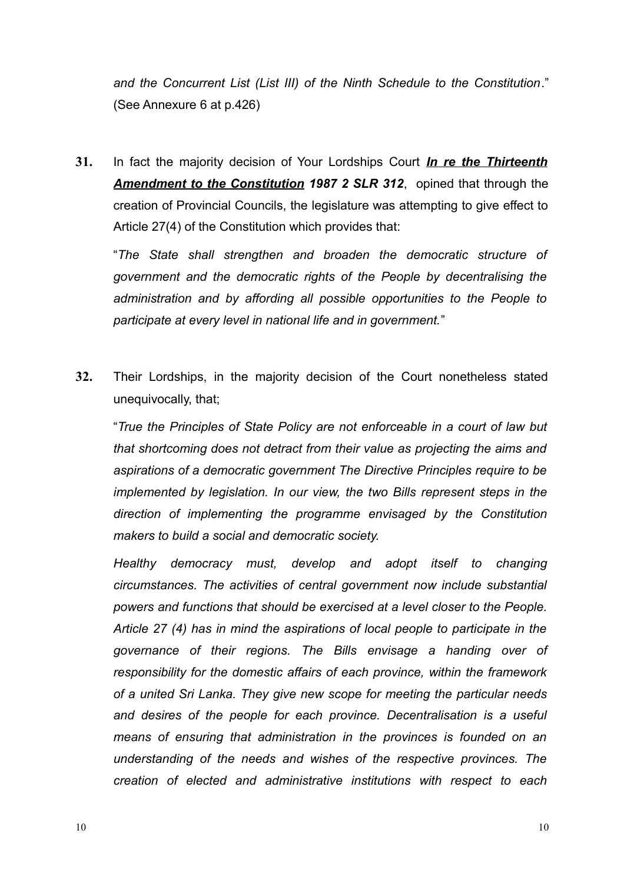*and the Concurrent List (List III) of the Ninth Schedule to the Constitution*." (See Annexure 6 at p.426)

**31.** In fact the majority decision of Your Lordships Court ***In re the Thirteenth Amendment to the Constitution*** ***1987 2 SLR 312***, opined that through the creation of Provincial Councils, the legislature was attempting to give effect to Article 27(4) of the Constitution which provides that:

"*The State shall strengthen and broaden the democratic structure of government and the democratic rights of the People by decentralising the administration and by affording all possible opportunities to the People to participate at every level in national life and in government.*"

**32.** Their Lordships, in the majority decision of the Court nonetheless stated unequivocally, that;

"*True the Principles of State Policy are not enforceable in a court of law but that shortcoming does not detract from their value as projecting the aims and aspirations of a democratic government The Directive Principles require to be implemented by legislation. In our view, the two Bills represent steps in the direction of implementing the programme envisaged by the Constitution makers to build a social and democratic society.*

*Healthy democracy must, develop and adopt itself to changing circumstances. The activities of central government now include substantial powers and functions that should be exercised at a level closer to the People. Article 27 (4) has in mind the aspirations of local people to participate in the governance of their regions. The Bills envisage a handing over of responsibility for the domestic affairs of each province, within the framework of a united Sri Lanka. They give new scope for meeting the particular needs and desires of the people for each province. Decentralisation is a useful means of ensuring that administration in the provinces is founded on an understanding of the needs and wishes of the respective provinces. The creation of elected and administrative institutions with respect to each*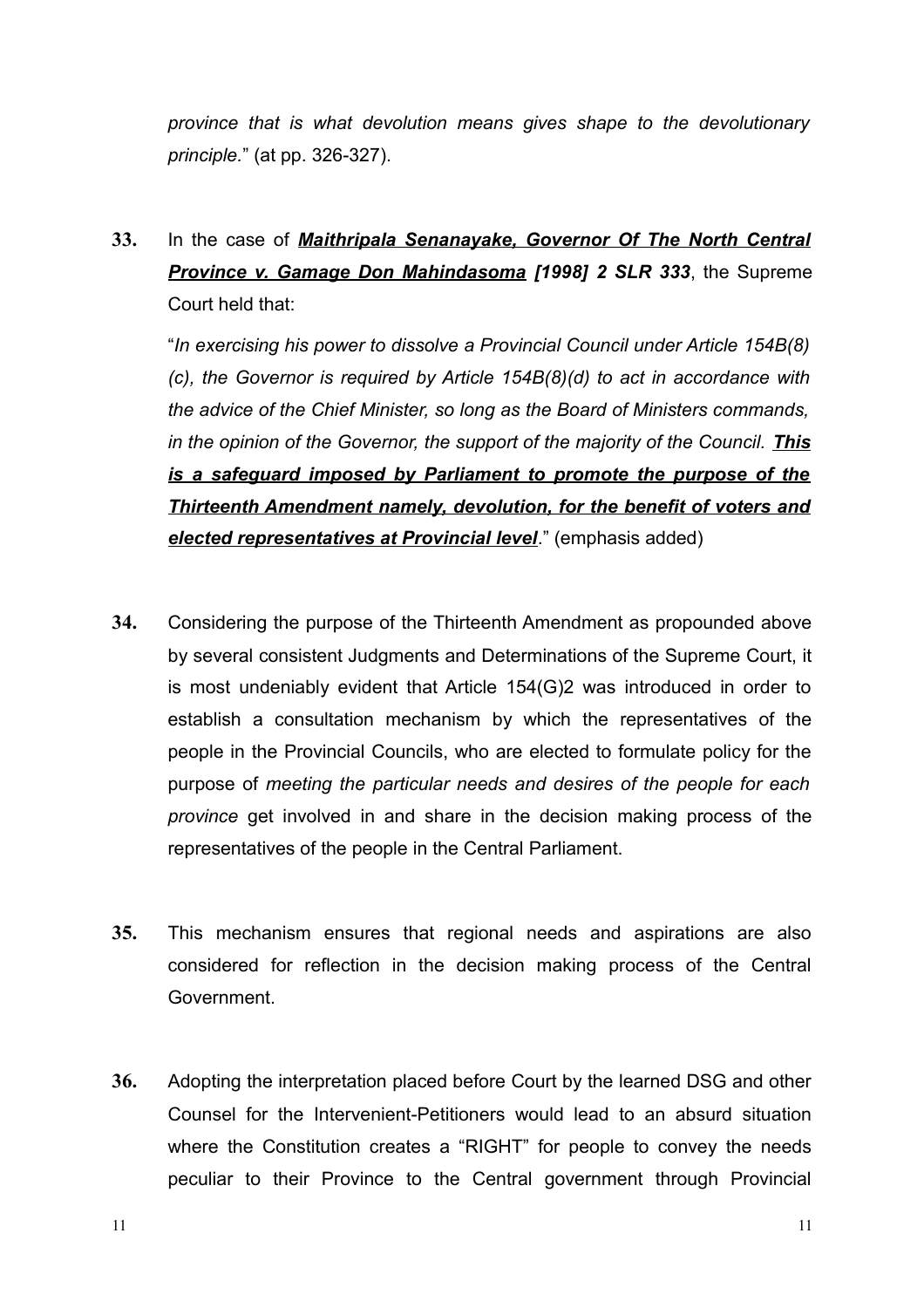*province that is what devolution means gives shape to the devolutionary principle.*" (at pp. 326-327).

**33.** In the case of ***Maithripala Senanayake, Governor Of The North Central Province v. Gamage Don Mahindasoma [1998] 2 SLR 333***, the Supreme Court held that:

"*In exercising his power to dissolve a Provincial Council under Article 154B(8)(c), the Governor is required by Article 154B(8)(d) to act in accordance with the advice of the Chief Minister, so long as the Board of Ministers commands, in the opinion of the Governor, the support of the majority of the Council.* ***This is a safeguard imposed by Parliament to promote the purpose of the Thirteenth Amendment namely, devolution, for the benefit of voters and elected representatives at Provincial level***." (emphasis added)

**34.** Considering the purpose of the Thirteenth Amendment as propounded above by several consistent Judgments and Determinations of the Supreme Court, it is most undeniably evident that Article 154(G)2 was introduced in order to establish a consultation mechanism by which the representatives of the people in the Provincial Councils, who are elected to formulate policy for the purpose of *meeting the particular needs and desires of the people for each province* get involved in and share in the decision making process of the representatives of the people in the Central Parliament.

**35.** This mechanism ensures that regional needs and aspirations are also considered for reflection in the decision making process of the Central Government.

**36.** Adopting the interpretation placed before Court by the learned DSG and other Counsel for the Intervenient-Petitioners would lead to an absurd situation where the Constitution creates a "RIGHT" for people to convey the needs peculiar to their Province to the Central government through Provincial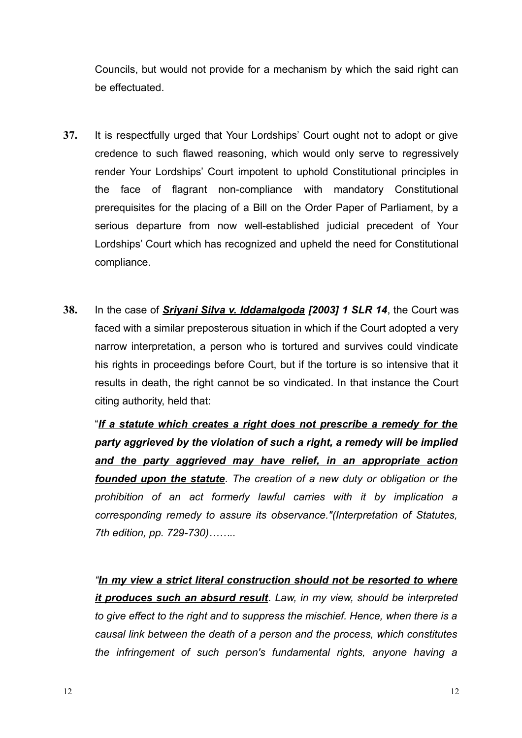Councils, but would not provide for a mechanism by which the said right can be effectuated.

**37.** It is respectfully urged that Your Lordships' Court ought not to adopt or give credence to such flawed reasoning, which would only serve to regressively render Your Lordships' Court impotent to uphold Constitutional principles in the face of flagrant non-compliance with mandatory Constitutional prerequisites for the placing of a Bill on the Order Paper of Parliament, by a serious departure from now well-established judicial precedent of Your Lordships' Court which has recognized and upheld the need for Constitutional compliance.

**38.** In the case of ***Sriyani Silva v. Iddamalgoda*** ***[2003] 1 SLR 14***, the Court was faced with a similar preposterous situation in which if the Court adopted a very narrow interpretation, a person who is tortured and survives could vindicate his rights in proceedings before Court, but if the torture is so intensive that it results in death, the right cannot be so vindicated. In that instance the Court citing authority, held that:

"***If a statute which creates a right does not prescribe a remedy for the party aggrieved by the violation of such a right, a remedy will be implied and the party aggrieved may have relief, in an appropriate action founded upon the statute****. The creation of a new duty or obligation or the prohibition of an act formerly lawful carries with it by implication a corresponding remedy to assure its observance."(Interpretation of Statutes, 7th edition, pp. 729-730)……..*

*"**In my view a strict literal construction should not be resorted to where it produces such an absurd result**. Law, in my view, should be interpreted to give effect to the right and to suppress the mischief. Hence, when there is a causal link between the death of a person and the process, which constitutes the infringement of such person's fundamental rights, anyone having a*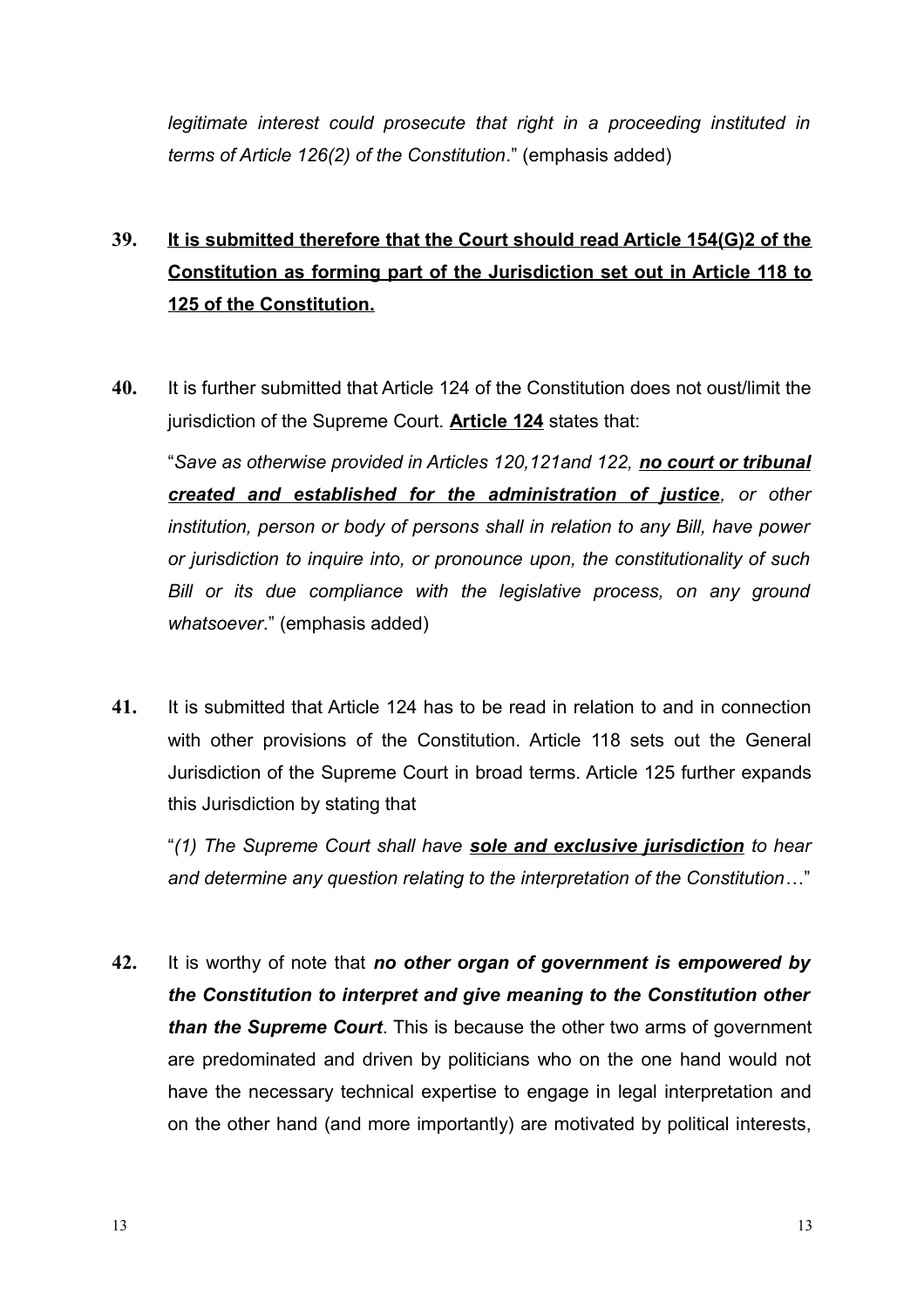*legitimate interest could prosecute that right in a proceeding instituted in terms of Article 126(2) of the Constitution*." (emphasis added)

**39.** **<u>It is submitted therefore that the Court should read Article 154(G)2 of the Constitution as forming part of the Jurisdiction set out in Article 118 to 125 of the Constitution.</u>**

**40.** It is further submitted that Article 124 of the Constitution does not oust/limit the jurisdiction of the Supreme Court. **<u>Article 124</u>** states that:

"*Save as otherwise provided in Articles 120,121and 122, **<u>no court or tribunal created and established for the administration of justice</u>**, or other institution, person or body of persons shall in relation to any Bill, have power or jurisdiction to inquire into, or pronounce upon, the constitutionality of such Bill or its due compliance with the legislative process, on any ground whatsoever*." (emphasis added)

**41.** It is submitted that Article 124 has to be read in relation to and in connection with other provisions of the Constitution. Article 118 sets out the General Jurisdiction of the Supreme Court in broad terms. Article 125 further expands this Jurisdiction by stating that

"*(1) The Supreme Court shall have **<u>sole and exclusive jurisdiction</u>** to hear and determine any question relating to the interpretation of the Constitution*…"

**42.** It is worthy of note that ***no other organ of government is empowered by the Constitution to interpret and give meaning to the Constitution other than the Supreme Court***. This is because the other two arms of government are predominated and driven by politicians who on the one hand would not have the necessary technical expertise to engage in legal interpretation and on the other hand (and more importantly) are motivated by political interests,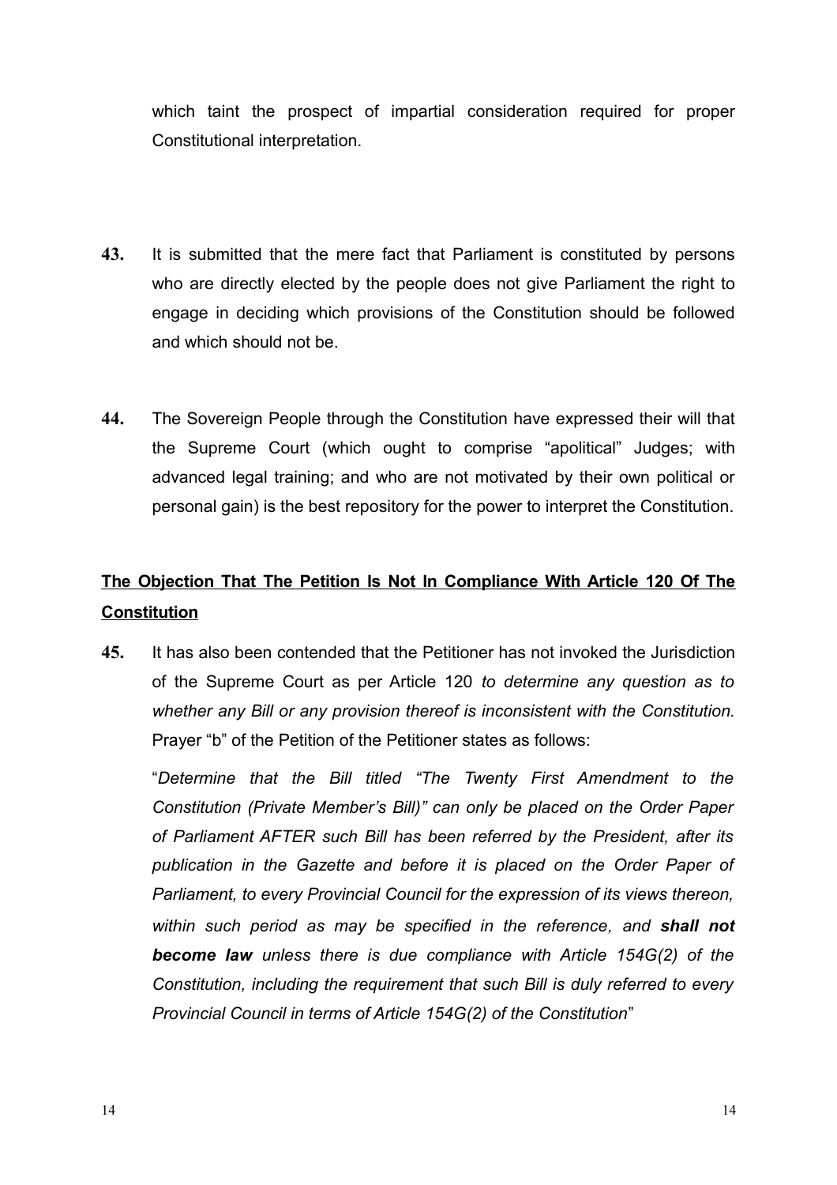which taint the prospect of impartial consideration required for proper Constitutional interpretation.

**43.** It is submitted that the mere fact that Parliament is constituted by persons who are directly elected by the people does not give Parliament the right to engage in deciding which provisions of the Constitution should be followed and which should not be.

**44.** The Sovereign People through the Constitution have expressed their will that the Supreme Court (which ought to comprise "apolitical" Judges; with advanced legal training; and who are not motivated by their own political or personal gain) is the best repository for the power to interpret the Constitution.

**<u>The Objection That The Petition Is Not In Compliance With Article 120 Of The Constitution</u>**

**45.** It has also been contended that the Petitioner has not invoked the Jurisdiction of the Supreme Court as per Article 120 *to determine any question as to whether any Bill or any provision thereof is inconsistent with the Constitution.* Prayer "b" of the Petition of the Petitioner states as follows:

"*Determine that the Bill titled "The Twenty First Amendment to the Constitution (Private Member's Bill)" can only be placed on the Order Paper of Parliament AFTER such Bill has been referred by the President, after its publication in the Gazette and before it is placed on the Order Paper of Parliament, to every Provincial Council for the expression of its views thereon, within such period as may be specified in the reference, and **shall not become law** unless there is due compliance with Article 154G(2) of the Constitution, including the requirement that such Bill is duly referred to every Provincial Council in terms of Article 154G(2) of the Constitution*"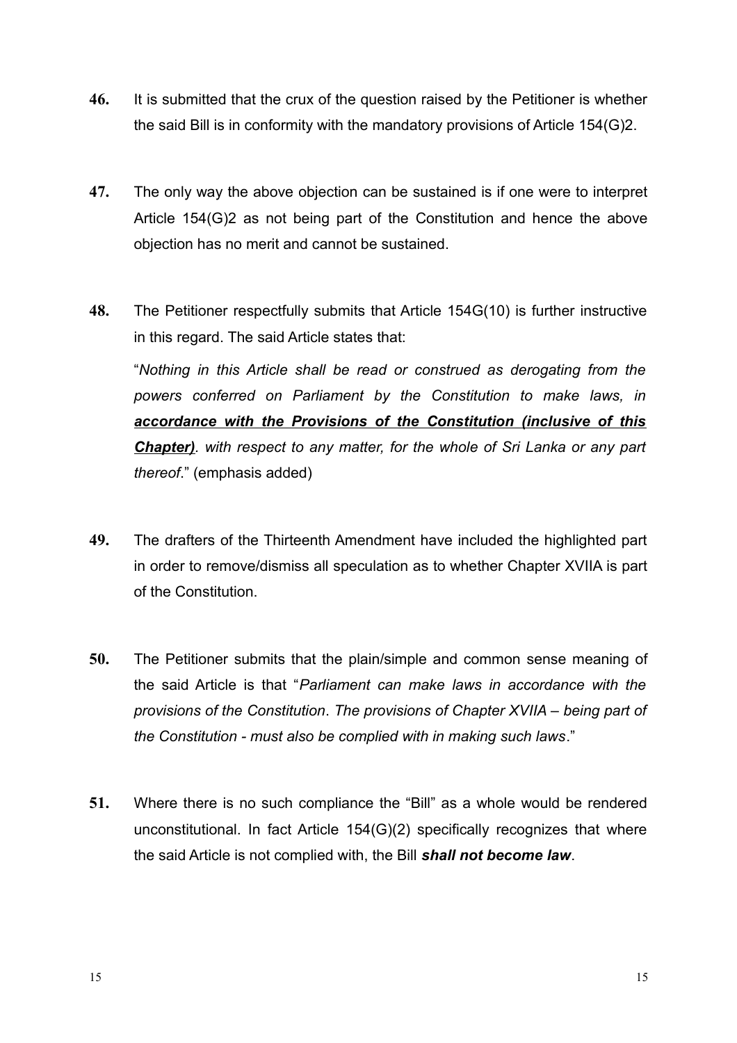**46.** It is submitted that the crux of the question raised by the Petitioner is whether the said Bill is in conformity with the mandatory provisions of Article 154(G)2.

**47.** The only way the above objection can be sustained is if one were to interpret Article 154(G)2 as not being part of the Constitution and hence the above objection has no merit and cannot be sustained.

**48.** The Petitioner respectfully submits that Article 154G(10) is further instructive in this regard. The said Article states that:

"*Nothing in this Article shall be read or construed as derogating from the powers conferred on Parliament by the Constitution to make laws, in* ***<u>accordance with the Provisions of the Constitution (inclusive of this Chapter)</u>****. with respect to any matter, for the whole of Sri Lanka or any part thereof*." (emphasis added)

**49.** The drafters of the Thirteenth Amendment have included the highlighted part in order to remove/dismiss all speculation as to whether Chapter XVIIA is part of the Constitution.

**50.** The Petitioner submits that the plain/simple and common sense meaning of the said Article is that "*Parliament can make laws in accordance with the provisions of the Constitution*. *The provisions of Chapter XVIIA – being part of the Constitution - must also be complied with in making such laws*."

**51.** Where there is no such compliance the "Bill" as a whole would be rendered unconstitutional. In fact Article 154(G)(2) specifically recognizes that where the said Article is not complied with, the Bill ***shall not become law***.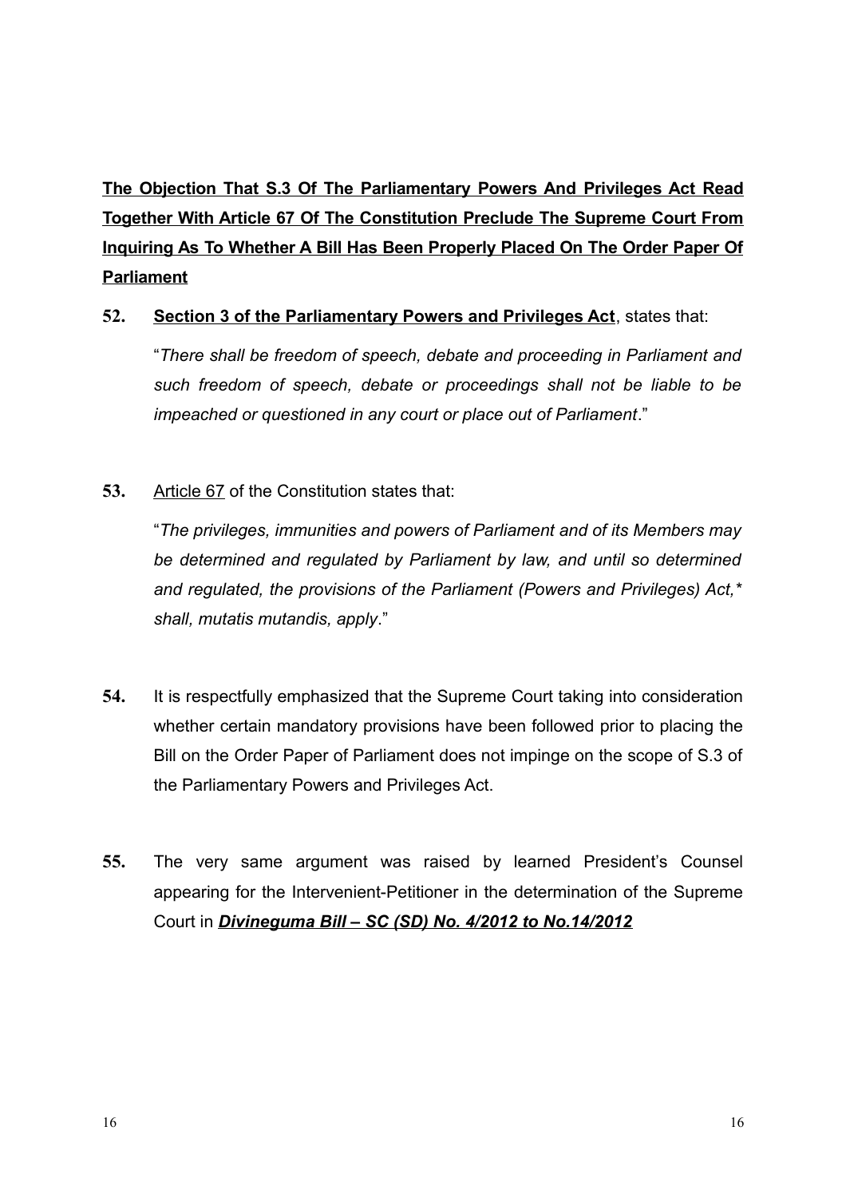**<u>The Objection That S.3 Of The Parliamentary Powers And Privileges Act Read Together With Article 67 Of The Constitution Preclude The Supreme Court From Inquiring As To Whether A Bill Has Been Properly Placed On The Order Paper Of Parliament</u>**

**52.** **<u>Section 3 of the Parliamentary Powers and Privileges Act</u>**, states that:

"*There shall be freedom of speech, debate and proceeding in Parliament and such freedom of speech, debate or proceedings shall not be liable to be impeached or questioned in any court or place out of Parliament*."

**53.** <u>Article 67</u> of the Constitution states that:

"*The privileges, immunities and powers of Parliament and of its Members may be determined and regulated by Parliament by law, and until so determined and regulated, the provisions of the Parliament (Powers and Privileges) Act,* shall, mutatis mutandis, apply*."

**54.** It is respectfully emphasized that the Supreme Court taking into consideration whether certain mandatory provisions have been followed prior to placing the Bill on the Order Paper of Parliament does not impinge on the scope of S.3 of the Parliamentary Powers and Privileges Act.

**55.** The very same argument was raised by learned President's Counsel appearing for the Intervenient-Petitioner in the determination of the Supreme Court in ***<u>Divineguma Bill – SC (SD) No. 4/2012 to No.14/2012</u>***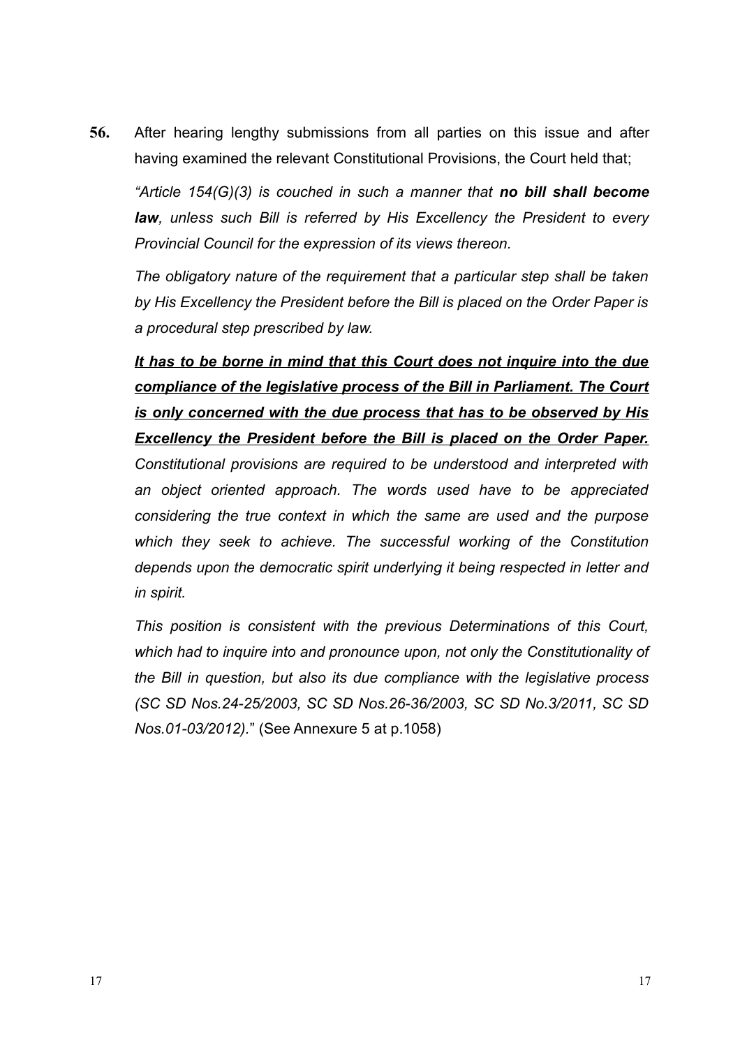**56.** After hearing lengthy submissions from all parties on this issue and after having examined the relevant Constitutional Provisions, the Court held that;

*"Article 154(G)(3) is couched in such a manner that* ***no bill shall become law****, unless such Bill is referred by His Excellency the President to every Provincial Council for the expression of its views thereon.*

*The obligatory nature of the requirement that a particular step shall be taken by His Excellency the President before the Bill is placed on the Order Paper is a procedural step prescribed by law.*

***<u>It has to be borne in mind that this Court does not inquire into the due compliance of the legislative process of the Bill in Parliament. The Court is only concerned with the due process that has to be observed by His Excellency the President before the Bill is placed on the Order Paper.</u>*** *Constitutional provisions are required to be understood and interpreted with an object oriented approach. The words used have to be appreciated considering the true context in which the same are used and the purpose which they seek to achieve. The successful working of the Constitution depends upon the democratic spirit underlying it being respected in letter and in spirit.*

*This position is consistent with the previous Determinations of this Court, which had to inquire into and pronounce upon, not only the Constitutionality of the Bill in question, but also its due compliance with the legislative process (SC SD Nos.24-25/2003, SC SD Nos.26-36/2003, SC SD No.3/2011, SC SD Nos.01-03/2012).*" (See Annexure 5 at p.1058)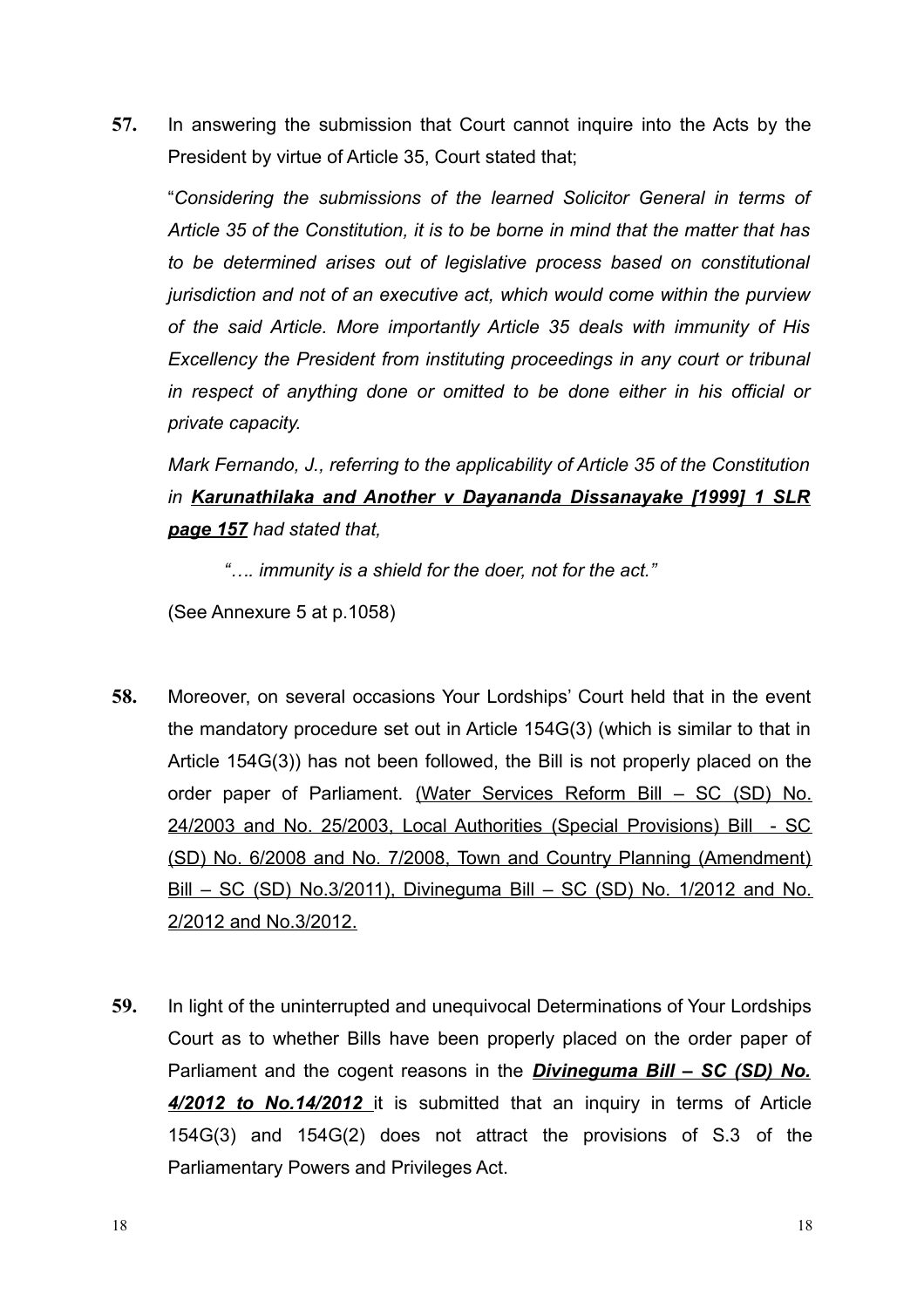**57.** In answering the submission that Court cannot inquire into the Acts by the President by virtue of Article 35, Court stated that;

"*Considering the submissions of the learned Solicitor General in terms of Article 35 of the Constitution, it is to be borne in mind that the matter that has to be determined arises out of legislative process based on constitutional jurisdiction and not of an executive act, which would come within the purview of the said Article. More importantly Article 35 deals with immunity of His Excellency the President from instituting proceedings in any court or tribunal in respect of anything done or omitted to be done either in his official or private capacity.*

*Mark Fernando, J., referring to the applicability of Article 35 of the Constitution in* ***Karunathilaka and Another v Dayananda Dissanayake [1999] 1 SLR page 157*** *had stated that,*

*"…. immunity is a shield for the doer, not for the act."*

(See Annexure 5 at p.1058)

**58.** Moreover, on several occasions Your Lordships' Court held that in the event the mandatory procedure set out in Article 154G(3) (which is similar to that in Article 154G(3)) has not been followed, the Bill is not properly placed on the order paper of Parliament. (Water Services Reform Bill – SC (SD) No. 24/2003 and No. 25/2003, Local Authorities (Special Provisions) Bill - SC (SD) No. 6/2008 and No. 7/2008, Town and Country Planning (Amendment) Bill – SC (SD) No.3/2011), Divineguma Bill – SC (SD) No. 1/2012 and No. 2/2012 and No.3/2012.

**59.** In light of the uninterrupted and unequivocal Determinations of Your Lordships Court as to whether Bills have been properly placed on the order paper of Parliament and the cogent reasons in the ***Divineguma Bill – SC (SD) No. 4/2012 to No.14/2012*** it is submitted that an inquiry in terms of Article 154G(3) and 154G(2) does not attract the provisions of S.3 of the Parliamentary Powers and Privileges Act.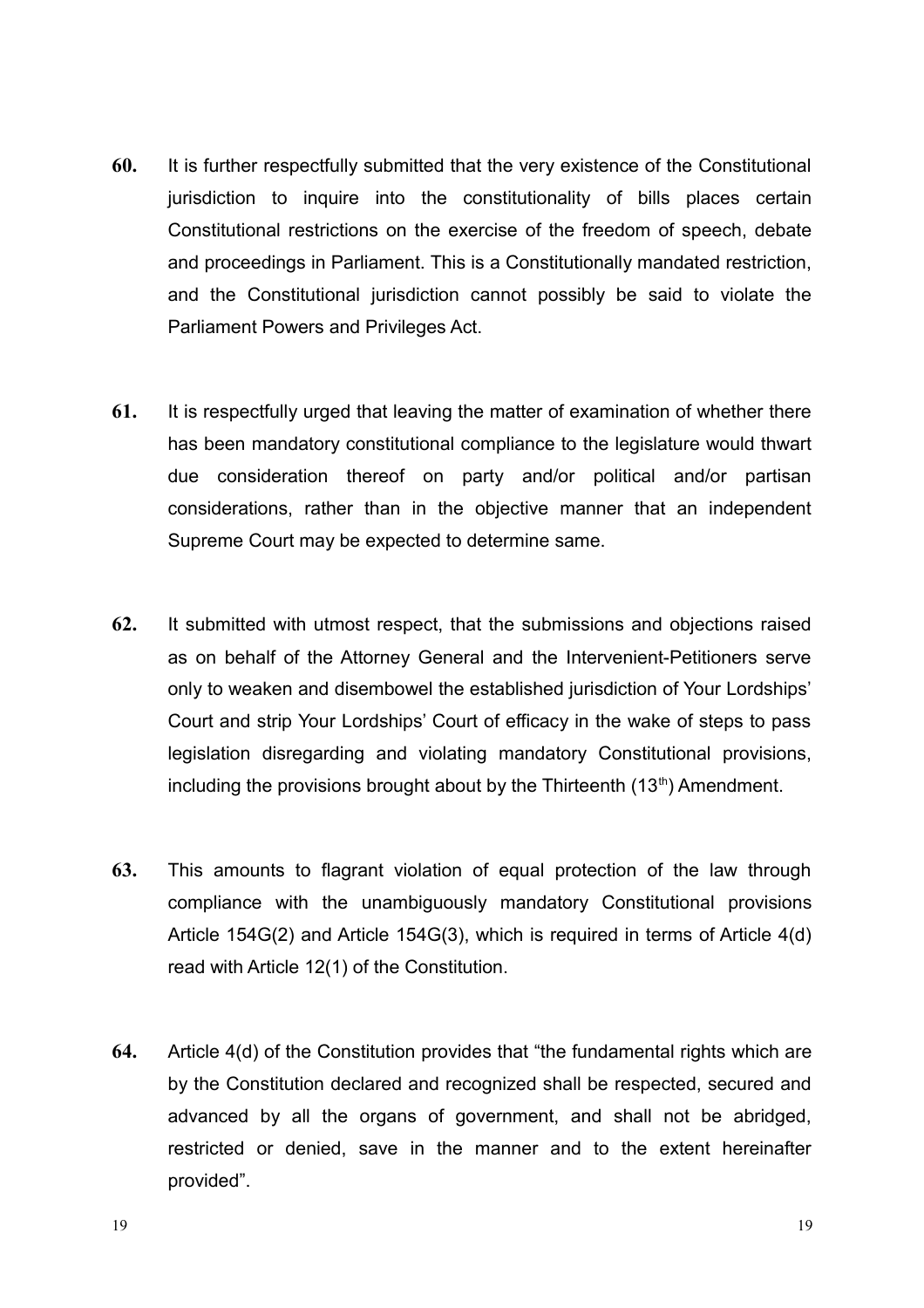**60.** It is further respectfully submitted that the very existence of the Constitutional jurisdiction to inquire into the constitutionality of bills places certain Constitutional restrictions on the exercise of the freedom of speech, debate and proceedings in Parliament. This is a Constitutionally mandated restriction, and the Constitutional jurisdiction cannot possibly be said to violate the Parliament Powers and Privileges Act.

**61.** It is respectfully urged that leaving the matter of examination of whether there has been mandatory constitutional compliance to the legislature would thwart due consideration thereof on party and/or political and/or partisan considerations, rather than in the objective manner that an independent Supreme Court may be expected to determine same.

**62.** It submitted with utmost respect, that the submissions and objections raised as on behalf of the Attorney General and the Intervenient-Petitioners serve only to weaken and disembowel the established jurisdiction of Your Lordships' Court and strip Your Lordships' Court of efficacy in the wake of steps to pass legislation disregarding and violating mandatory Constitutional provisions, including the provisions brought about by the Thirteenth (13th) Amendment.

**63.** This amounts to flagrant violation of equal protection of the law through compliance with the unambiguously mandatory Constitutional provisions Article 154G(2) and Article 154G(3), which is required in terms of Article 4(d) read with Article 12(1) of the Constitution.

**64.** Article 4(d) of the Constitution provides that "the fundamental rights which are by the Constitution declared and recognized shall be respected, secured and advanced by all the organs of government, and shall not be abridged, restricted or denied, save in the manner and to the extent hereinafter provided".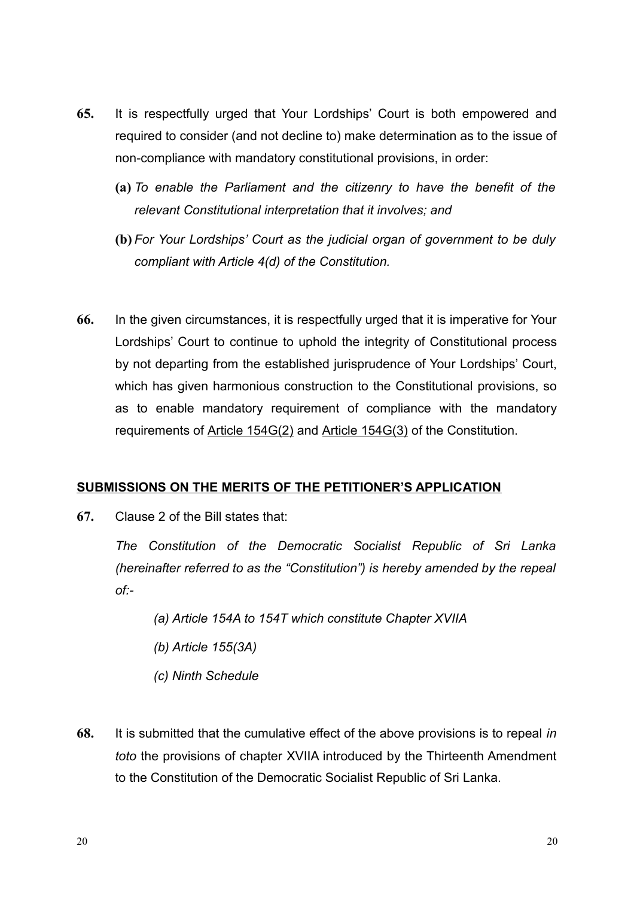**65.** It is respectfully urged that Your Lordships' Court is both empowered and required to consider (and not decline to) make determination as to the issue of non-compliance with mandatory constitutional provisions, in order:

**(a)** *To enable the Parliament and the citizenry to have the benefit of the relevant Constitutional interpretation that it involves; and*

**(b)** *For Your Lordships' Court as the judicial organ of government to be duly compliant with Article 4(d) of the Constitution.*

**66.** In the given circumstances, it is respectfully urged that it is imperative for Your Lordships' Court to continue to uphold the integrity of Constitutional process by not departing from the established jurisprudence of Your Lordships' Court, which has given harmonious construction to the Constitutional provisions, so as to enable mandatory requirement of compliance with the mandatory requirements of <u>Article 154G(2)</u> and <u>Article 154G(3)</u> of the Constitution.

**<u>SUBMISSIONS ON THE MERITS OF THE PETITIONER'S APPLICATION</u>**

**67.** Clause 2 of the Bill states that:

*The Constitution of the Democratic Socialist Republic of Sri Lanka (hereinafter referred to as the "Constitution") is hereby amended by the repeal of:-*

*(a) Article 154A to 154T which constitute Chapter XVIIA*

*(b) Article 155(3A)*

*(c) Ninth Schedule*

**68.** It is submitted that the cumulative effect of the above provisions is to repeal *in toto* the provisions of chapter XVIIA introduced by the Thirteenth Amendment to the Constitution of the Democratic Socialist Republic of Sri Lanka.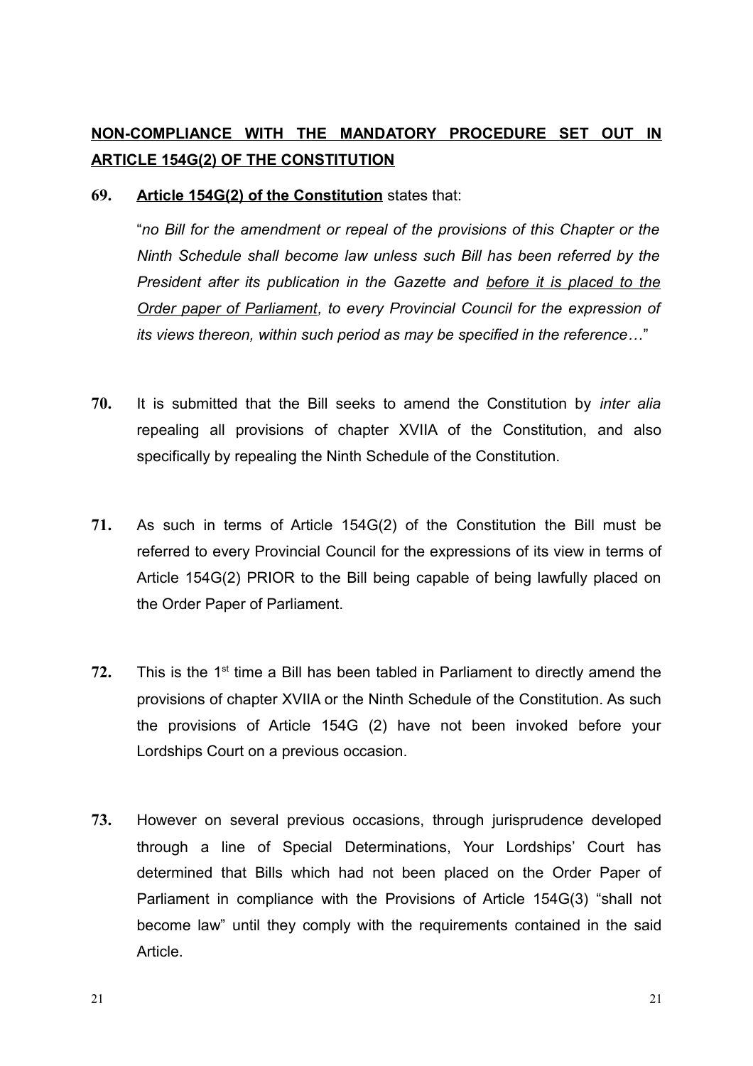## **<u>NON-COMPLIANCE WITH THE MANDATORY PROCEDURE SET OUT IN ARTICLE 154G(2) OF THE CONSTITUTION</u>**

**69.** **<u>Article 154G(2) of the Constitution</u>** states that:

"*no Bill for the amendment or repeal of the provisions of this Chapter or the Ninth Schedule shall become law unless such Bill has been referred by the President after its publication in the Gazette and <u>before it is placed to the Order paper of Parliament</u>, to every Provincial Council for the expression of its views thereon, within such period as may be specified in the reference…*"

**70.** It is submitted that the Bill seeks to amend the Constitution by *inter alia* repealing all provisions of chapter XVIIA of the Constitution, and also specifically by repealing the Ninth Schedule of the Constitution.

**71.** As such in terms of Article 154G(2) of the Constitution the Bill must be referred to every Provincial Council for the expressions of its view in terms of Article 154G(2) PRIOR to the Bill being capable of being lawfully placed on the Order Paper of Parliament.

**72.** This is the 1st time a Bill has been tabled in Parliament to directly amend the provisions of chapter XVIIA or the Ninth Schedule of the Constitution. As such the provisions of Article 154G (2) have not been invoked before your Lordships Court on a previous occasion.

**73.** However on several previous occasions, through jurisprudence developed through a line of Special Determinations, Your Lordships' Court has determined that Bills which had not been placed on the Order Paper of Parliament in compliance with the Provisions of Article 154G(3) "shall not become law" until they comply with the requirements contained in the said Article.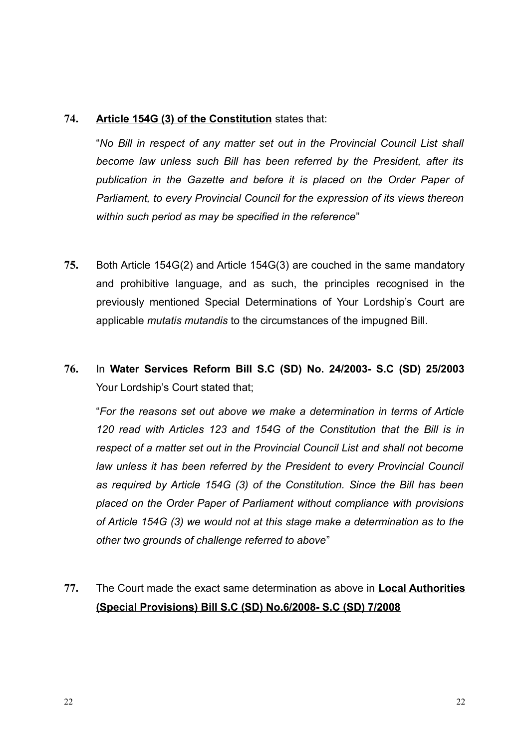**74.** **<u>Article 154G (3) of the Constitution</u>** states that:

"*No Bill in respect of any matter set out in the Provincial Council List shall become law unless such Bill has been referred by the President, after its publication in the Gazette and before it is placed on the Order Paper of Parliament, to every Provincial Council for the expression of its views thereon within such period as may be specified in the reference*"

**75.** Both Article 154G(2) and Article 154G(3) are couched in the same mandatory and prohibitive language, and as such, the principles recognised in the previously mentioned Special Determinations of Your Lordship's Court are applicable *mutatis mutandis* to the circumstances of the impugned Bill.

**76.** In **Water Services Reform Bill S.C (SD) No. 24/2003- S.C (SD) 25/2003** Your Lordship's Court stated that;

"*For the reasons set out above we make a determination in terms of Article 120 read with Articles 123 and 154G of the Constitution that the Bill is in respect of a matter set out in the Provincial Council List and shall not become law unless it has been referred by the President to every Provincial Council as required by Article 154G (3) of the Constitution. Since the Bill has been placed on the Order Paper of Parliament without compliance with provisions of Article 154G (3) we would not at this stage make a determination as to the other two grounds of challenge referred to above*"

**77.** The Court made the exact same determination as above in **<u>Local Authorities (Special Provisions) Bill S.C (SD) No.6/2008- S.C (SD) 7/2008</u>**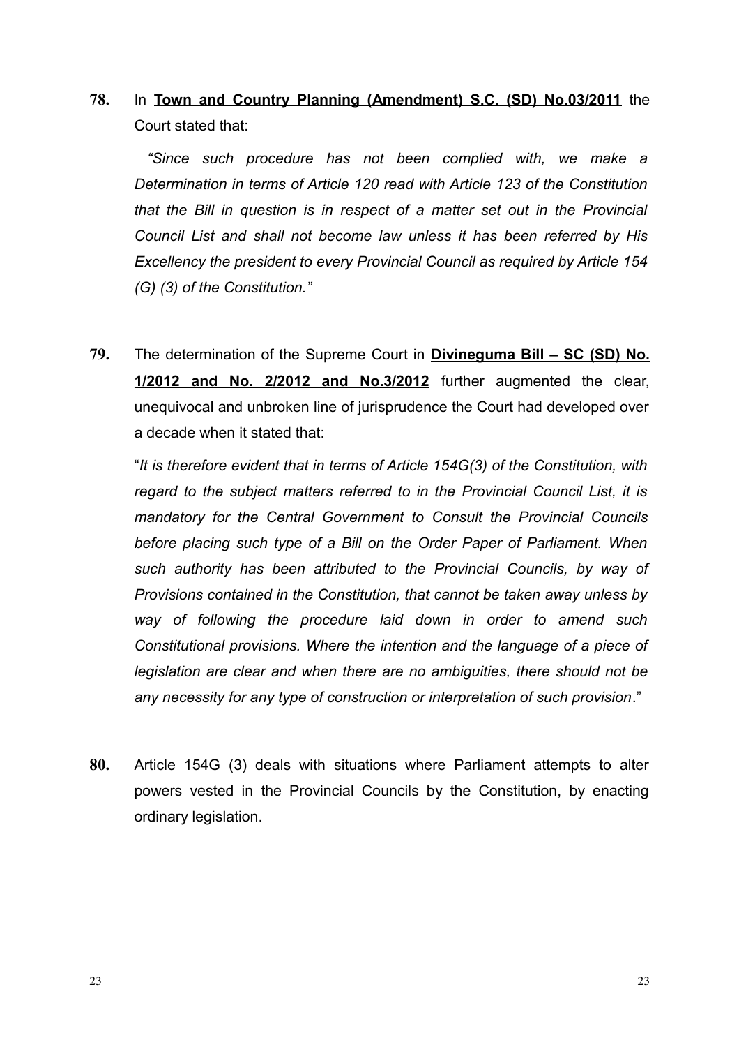**78.** In **Town and Country Planning (Amendment) S.C. (SD) No.03/2011** the Court stated that:

*"Since such procedure has not been complied with, we make a Determination in terms of Article 120 read with Article 123 of the Constitution that the Bill in question is in respect of a matter set out in the Provincial Council List and shall not become law unless it has been referred by His Excellency the president to every Provincial Council as required by Article 154 (G) (3) of the Constitution."*

**79.** The determination of the Supreme Court in **Divineguma Bill – SC (SD) No. 1/2012 and No. 2/2012 and No.3/2012** further augmented the clear, unequivocal and unbroken line of jurisprudence the Court had developed over a decade when it stated that:

"*It is therefore evident that in terms of Article 154G(3) of the Constitution, with regard to the subject matters referred to in the Provincial Council List, it is mandatory for the Central Government to Consult the Provincial Councils before placing such type of a Bill on the Order Paper of Parliament. When such authority has been attributed to the Provincial Councils, by way of Provisions contained in the Constitution, that cannot be taken away unless by way of following the procedure laid down in order to amend such Constitutional provisions. Where the intention and the language of a piece of legislation are clear and when there are no ambiguities, there should not be any necessity for any type of construction or interpretation of such provision*."

**80.** Article 154G (3) deals with situations where Parliament attempts to alter powers vested in the Provincial Councils by the Constitution, by enacting ordinary legislation.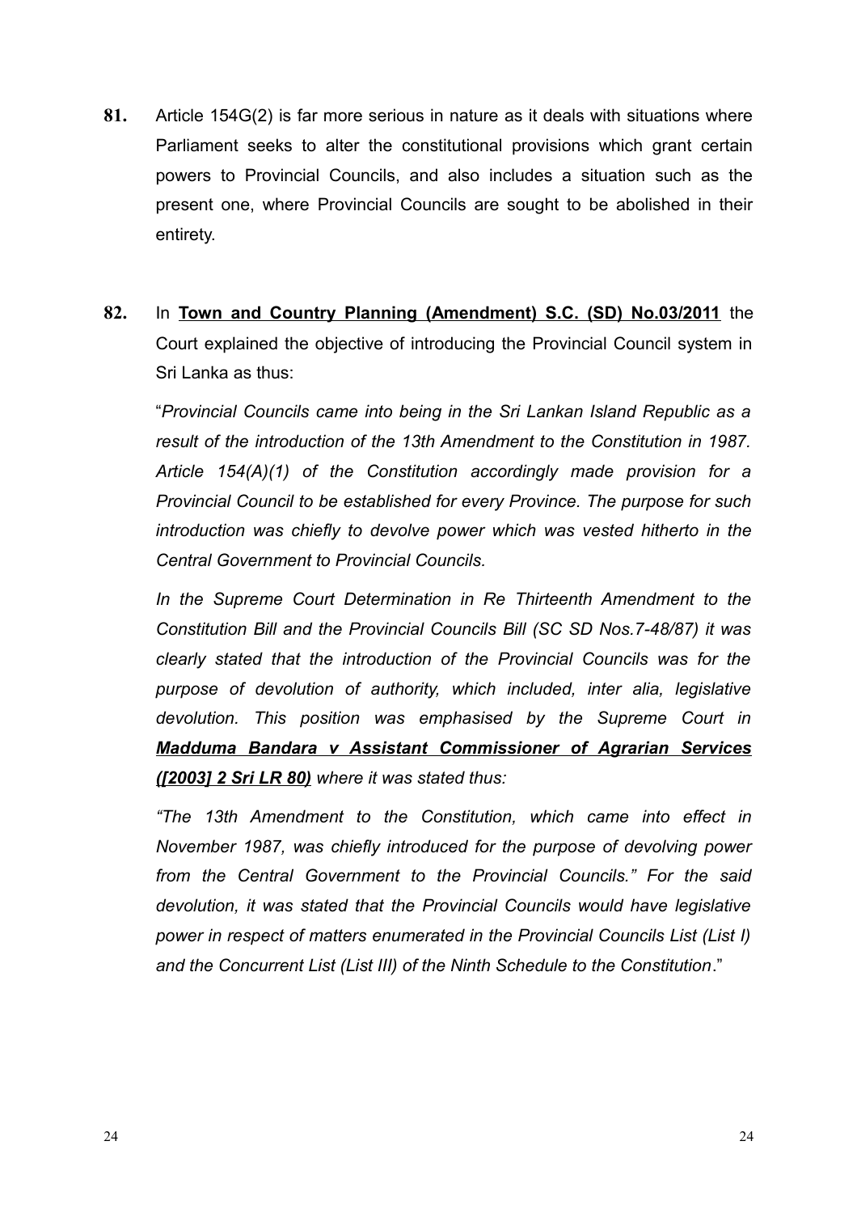**81.** Article 154G(2) is far more serious in nature as it deals with situations where Parliament seeks to alter the constitutional provisions which grant certain powers to Provincial Councils, and also includes a situation such as the present one, where Provincial Councils are sought to be abolished in their entirety.

**82.** In **Town and Country Planning (Amendment) S.C. (SD) No.03/2011** the Court explained the objective of introducing the Provincial Council system in Sri Lanka as thus:

"*Provincial Councils came into being in the Sri Lankan Island Republic as a result of the introduction of the 13th Amendment to the Constitution in 1987. Article 154(A)(1) of the Constitution accordingly made provision for a Provincial Council to be established for every Province. The purpose for such introduction was chiefly to devolve power which was vested hitherto in the Central Government to Provincial Councils.*

*In the Supreme Court Determination in Re Thirteenth Amendment to the Constitution Bill and the Provincial Councils Bill (SC SD Nos.7-48/87) it was clearly stated that the introduction of the Provincial Councils was for the purpose of devolution of authority, which included, inter alia, legislative devolution. This position was emphasised by the Supreme Court in **Madduma Bandara v Assistant Commissioner of Agrarian Services ([2003] 2 Sri LR 80)** where it was stated thus:*

*"The 13th Amendment to the Constitution, which came into effect in November 1987, was chiefly introduced for the purpose of devolving power from the Central Government to the Provincial Councils." For the said devolution, it was stated that the Provincial Councils would have legislative power in respect of matters enumerated in the Provincial Councils List (List I) and the Concurrent List (List III) of the Ninth Schedule to the Constitution*."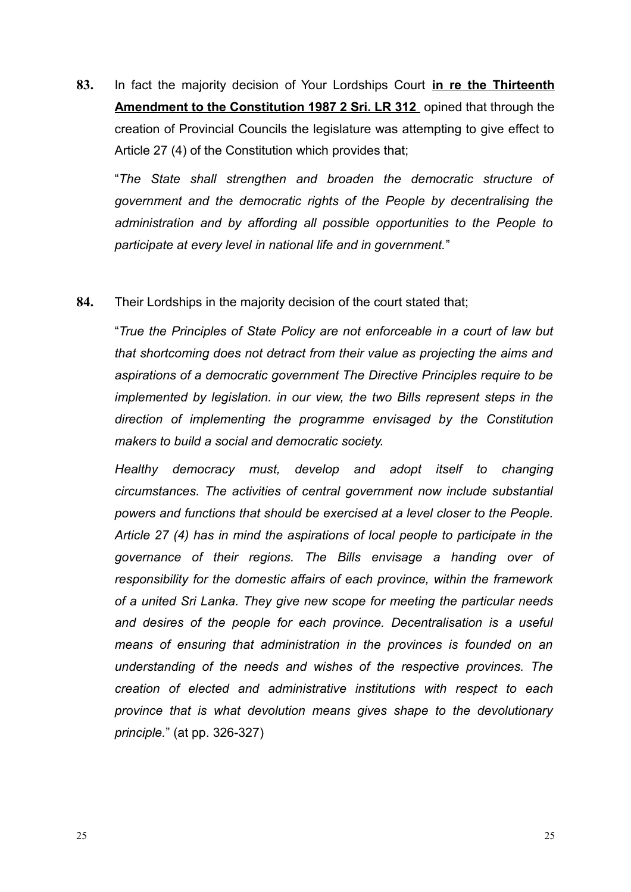**83.** In fact the majority decision of Your Lordships Court **in re the Thirteenth Amendment to the Constitution 1987 2 Sri. LR 312** opined that through the creation of Provincial Councils the legislature was attempting to give effect to Article 27 (4) of the Constitution which provides that;

"*The State shall strengthen and broaden the democratic structure of government and the democratic rights of the People by decentralising the administration and by affording all possible opportunities to the People to participate at every level in national life and in government.*"

**84.** Their Lordships in the majority decision of the court stated that;

"*True the Principles of State Policy are not enforceable in a court of law but that shortcoming does not detract from their value as projecting the aims and aspirations of a democratic government The Directive Principles require to be implemented by legislation. in our view, the two Bills represent steps in the direction of implementing the programme envisaged by the Constitution makers to build a social and democratic society.*

*Healthy democracy must, develop and adopt itself to changing circumstances. The activities of central government now include substantial powers and functions that should be exercised at a level closer to the People. Article 27 (4) has in mind the aspirations of local people to participate in the governance of their regions. The Bills envisage a handing over of responsibility for the domestic affairs of each province, within the framework of a united Sri Lanka. They give new scope for meeting the particular needs and desires of the people for each province. Decentralisation is a useful means of ensuring that administration in the provinces is founded on an understanding of the needs and wishes of the respective provinces. The creation of elected and administrative institutions with respect to each province that is what devolution means gives shape to the devolutionary principle.*" (at pp. 326-327)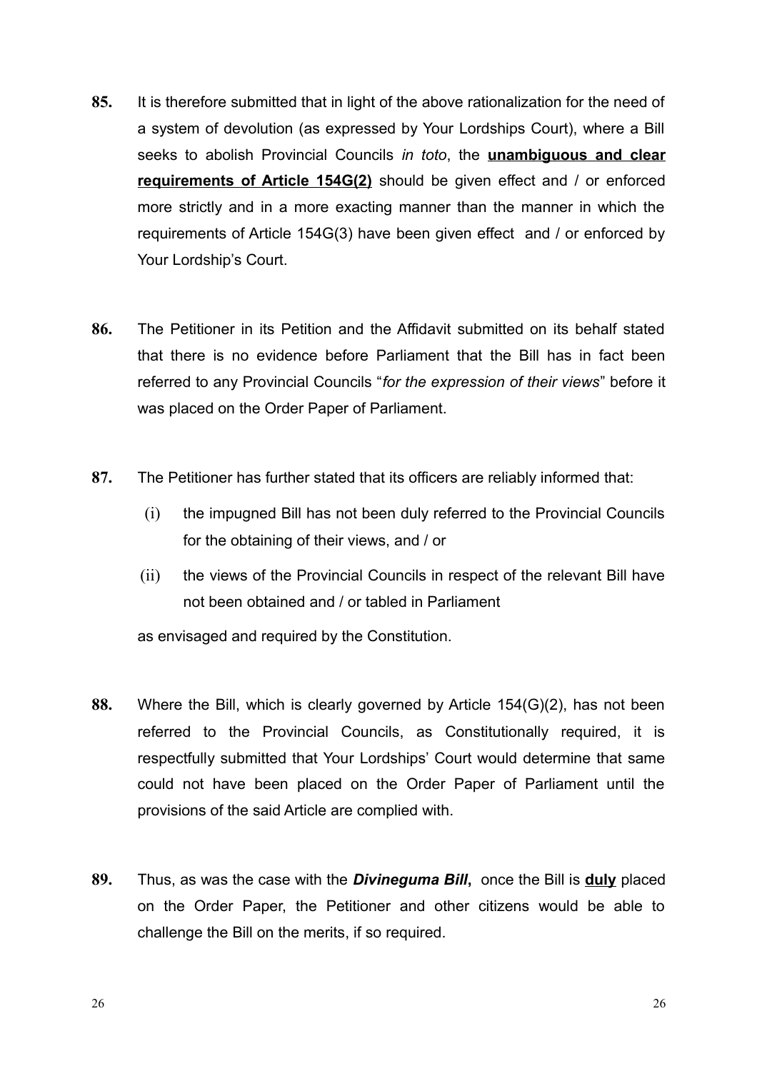**85.** It is therefore submitted that in light of the above rationalization for the need of a system of devolution (as expressed by Your Lordships Court), where a Bill seeks to abolish Provincial Councils *in toto*, the <u>**unambiguous and clear requirements of Article 154G(2)**</u> should be given effect and / or enforced more strictly and in a more exacting manner than the manner in which the requirements of Article 154G(3) have been given effect and / or enforced by Your Lordship's Court.

**86.** The Petitioner in its Petition and the Affidavit submitted on its behalf stated that there is no evidence before Parliament that the Bill has in fact been referred to any Provincial Councils "*for the expression of their views*" before it was placed on the Order Paper of Parliament.

**87.** The Petitioner has further stated that its officers are reliably informed that:

(i) the impugned Bill has not been duly referred to the Provincial Councils for the obtaining of their views, and / or

(ii) the views of the Provincial Councils in respect of the relevant Bill have not been obtained and / or tabled in Parliament

as envisaged and required by the Constitution.

**88.** Where the Bill, which is clearly governed by Article 154(G)(2), has not been referred to the Provincial Councils, as Constitutionally required, it is respectfully submitted that Your Lordships' Court would determine that same could not have been placed on the Order Paper of Parliament until the provisions of the said Article are complied with.

**89.** Thus, as was the case with the ***Divineguma Bill***, once the Bill is <u>**duly**</u> placed on the Order Paper, the Petitioner and other citizens would be able to challenge the Bill on the merits, if so required.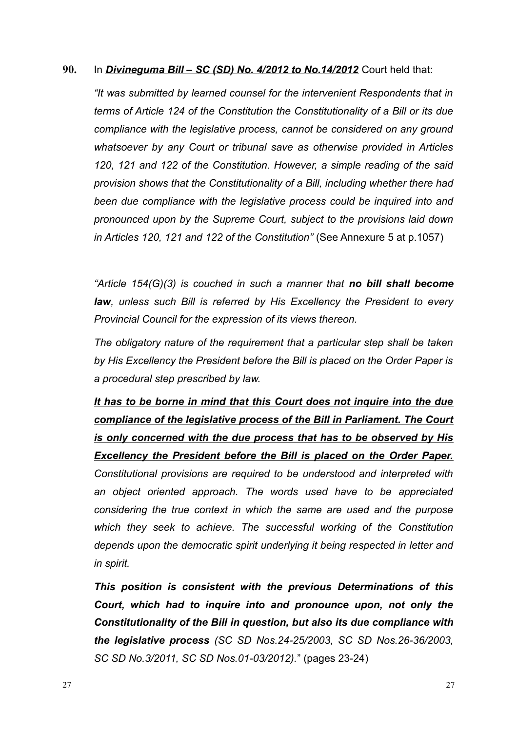**90.** In ***Divineguma Bill – SC (SD) No. 4/2012 to No.14/2012*** Court held that:

*"It was submitted by learned counsel for the intervenient Respondents that in terms of Article 124 of the Constitution the Constitutionality of a Bill or its due compliance with the legislative process, cannot be considered on any ground whatsoever by any Court or tribunal save as otherwise provided in Articles 120, 121 and 122 of the Constitution. However, a simple reading of the said provision shows that the Constitutionality of a Bill, including whether there had been due compliance with the legislative process could be inquired into and pronounced upon by the Supreme Court, subject to the provisions laid down in Articles 120, 121 and 122 of the Constitution"* (See Annexure 5 at p.1057)

*"Article 154(G)(3) is couched in such a manner that* ***no bill shall become law****, unless such Bill is referred by His Excellency the President to every Provincial Council for the expression of its views thereon.*

*The obligatory nature of the requirement that a particular step shall be taken by His Excellency the President before the Bill is placed on the Order Paper is a procedural step prescribed by law.*

***<u>It has to be borne in mind that this Court does not inquire into the due compliance of the legislative process of the Bill in Parliament. The Court is only concerned with the due process that has to be observed by His Excellency the President before the Bill is placed on the Order Paper.</u>*** *Constitutional provisions are required to be understood and interpreted with an object oriented approach. The words used have to be appreciated considering the true context in which the same are used and the purpose which they seek to achieve. The successful working of the Constitution depends upon the democratic spirit underlying it being respected in letter and in spirit.*

***This position is consistent with the previous Determinations of this Court, which had to inquire into and pronounce upon, not only the Constitutionality of the Bill in question, but also its due compliance with the legislative process*** *(SC SD Nos.24-25/2003, SC SD Nos.26-36/2003, SC SD No.3/2011, SC SD Nos.01-03/2012).*" (pages 23-24)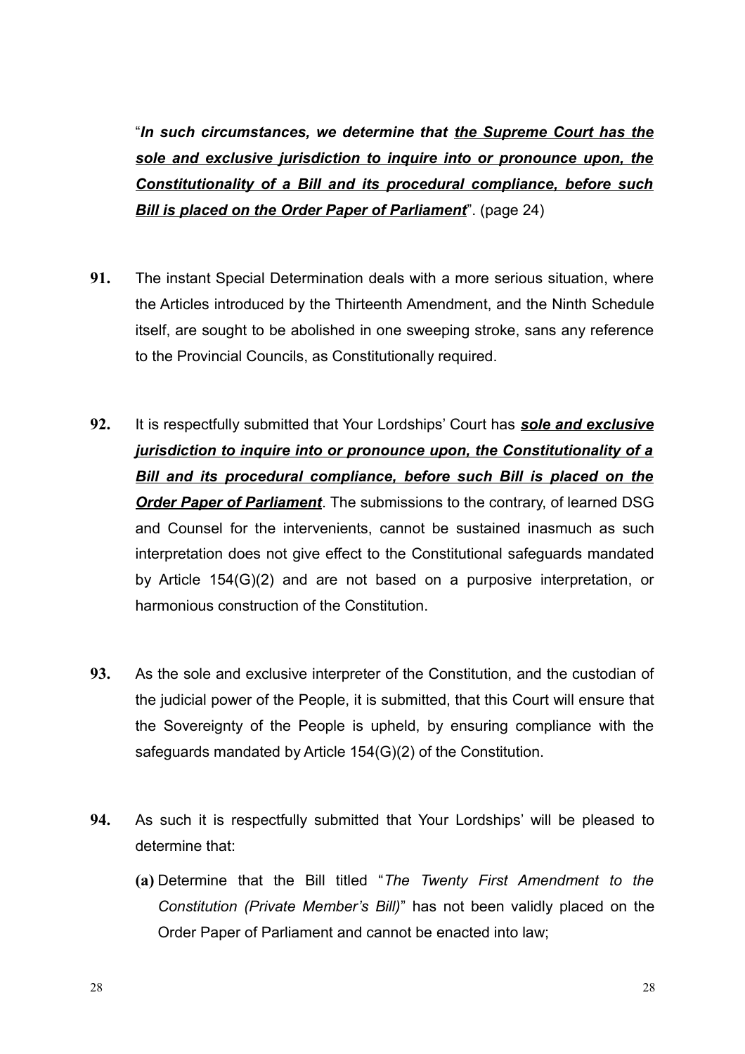"***In such circumstances, we determine that <u>the Supreme Court has the sole and exclusive jurisdiction to inquire into or pronounce upon, the Constitutionality of a Bill and its procedural compliance, before such Bill is placed on the Order Paper of Parliament</u>***". (page 24)

**91.** The instant Special Determination deals with a more serious situation, where the Articles introduced by the Thirteenth Amendment, and the Ninth Schedule itself, are sought to be abolished in one sweeping stroke, sans any reference to the Provincial Councils, as Constitutionally required.

**92.** It is respectfully submitted that Your Lordships' Court has ***<u>sole and exclusive jurisdiction to inquire into or pronounce upon, the Constitutionality of a Bill and its procedural compliance, before such Bill is placed on the Order Paper of Parliament</u>***. The submissions to the contrary, of learned DSG and Counsel for the intervenients, cannot be sustained inasmuch as such interpretation does not give effect to the Constitutional safeguards mandated by Article 154(G)(2) and are not based on a purposive interpretation, or harmonious construction of the Constitution.

**93.** As the sole and exclusive interpreter of the Constitution, and the custodian of the judicial power of the People, it is submitted, that this Court will ensure that the Sovereignty of the People is upheld, by ensuring compliance with the safeguards mandated by Article 154(G)(2) of the Constitution.

**94.** As such it is respectfully submitted that Your Lordships' will be pleased to determine that:

**(a)** Determine that the Bill titled "*The Twenty First Amendment to the Constitution (Private Member's Bill)*" has not been validly placed on the Order Paper of Parliament and cannot be enacted into law;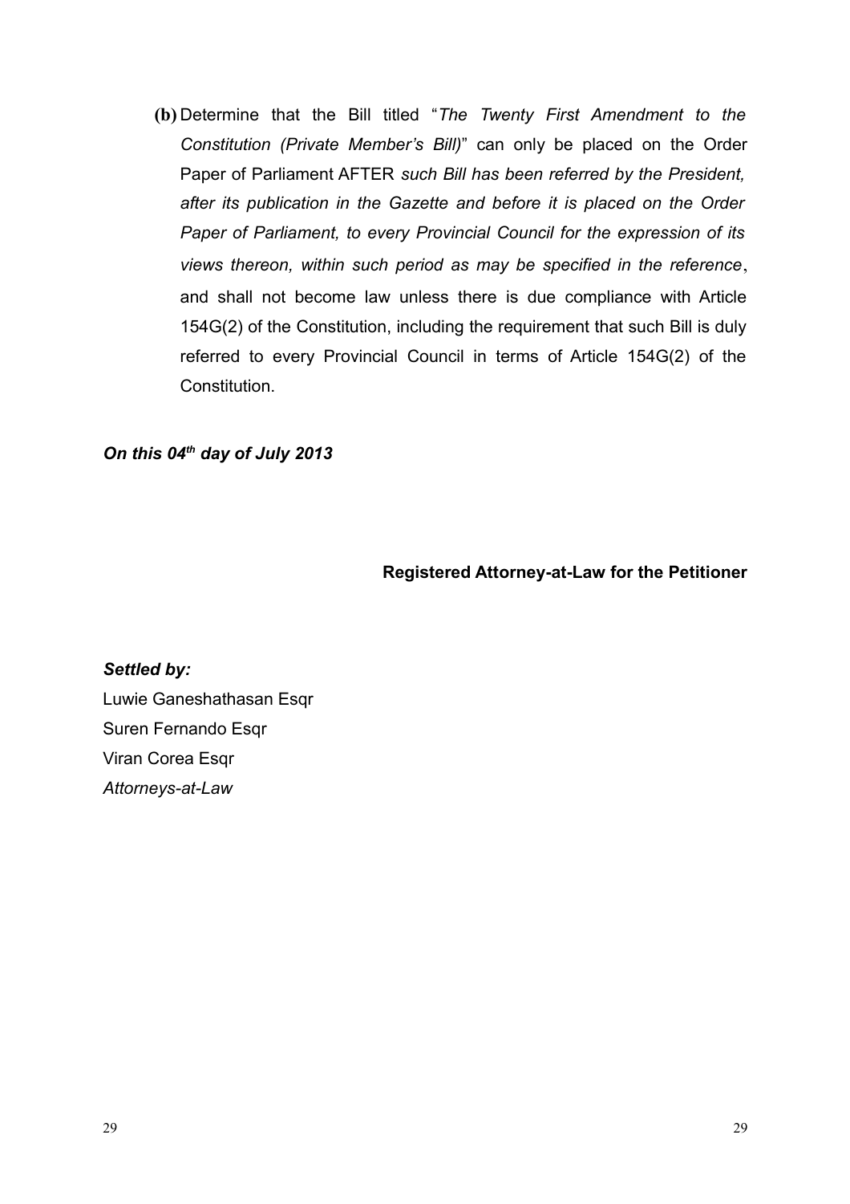**(b)** Determine that the Bill titled "*The Twenty First Amendment to the Constitution (Private Member's Bill)*" can only be placed on the Order Paper of Parliament AFTER *such Bill has been referred by the President, after its publication in the Gazette and before it is placed on the Order Paper of Parliament, to every Provincial Council for the expression of its views thereon, within such period as may be specified in the reference*, and shall not become law unless there is due compliance with Article 154G(2) of the Constitution, including the requirement that such Bill is duly referred to every Provincial Council in terms of Article 154G(2) of the Constitution.

***On this 04th day of July 2013***

**Registered Attorney-at-Law for the Petitioner**

***Settled by:***
Luwie Ganeshathasan Esqr
Suren Fernando Esqr
Viran Corea Esqr
*Attorneys-at-Law*